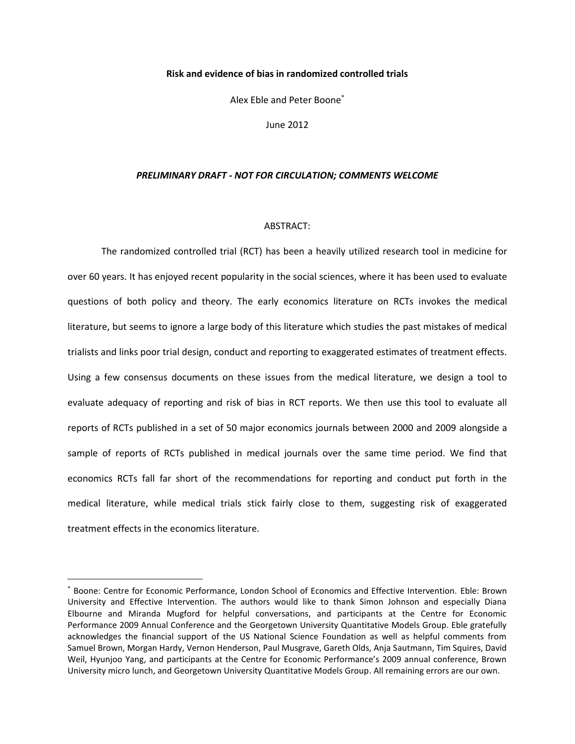# Risk and evidence of bias in randomized controlled trials

Alex Eble and Peter Boone*

June 2012

***PRELIMINARY DRAFT - NOT FOR CIRCULATION; COMMENTS WELCOME***

ABSTRACT:

The randomized controlled trial (RCT) has been a heavily utilized research tool in medicine for over 60 years. It has enjoyed recent popularity in the social sciences, where it has been used to evaluate questions of both policy and theory. The early economics literature on RCTs invokes the medical literature, but seems to ignore a large body of this literature which studies the past mistakes of medical trialists and links poor trial design, conduct and reporting to exaggerated estimates of treatment effects. Using a few consensus documents on these issues from the medical literature, we design a tool to evaluate adequacy of reporting and risk of bias in RCT reports. We then use this tool to evaluate all reports of RCTs published in a set of 50 major economics journals between 2000 and 2009 alongside a sample of reports of RCTs published in medical journals over the same time period. We find that economics RCTs fall far short of the recommendations for reporting and conduct put forth in the medical literature, while medical trials stick fairly close to them, suggesting risk of exaggerated treatment effects in the economics literature.

---

* Boone: Centre for Economic Performance, London School of Economics and Effective Intervention. Eble: Brown University and Effective Intervention. The authors would like to thank Simon Johnson and especially Diana Elbourne and Miranda Mugford for helpful conversations, and participants at the Centre for Economic Performance 2009 Annual Conference and the Georgetown University Quantitative Models Group. Eble gratefully acknowledges the financial support of the US National Science Foundation as well as helpful comments from Samuel Brown, Morgan Hardy, Vernon Henderson, Paul Musgrave, Gareth Olds, Anja Sautmann, Tim Squires, David Weil, Hyunjoo Yang, and participants at the Centre for Economic Performance's 2009 annual conference, Brown University micro lunch, and Georgetown University Quantitative Models Group. All remaining errors are our own.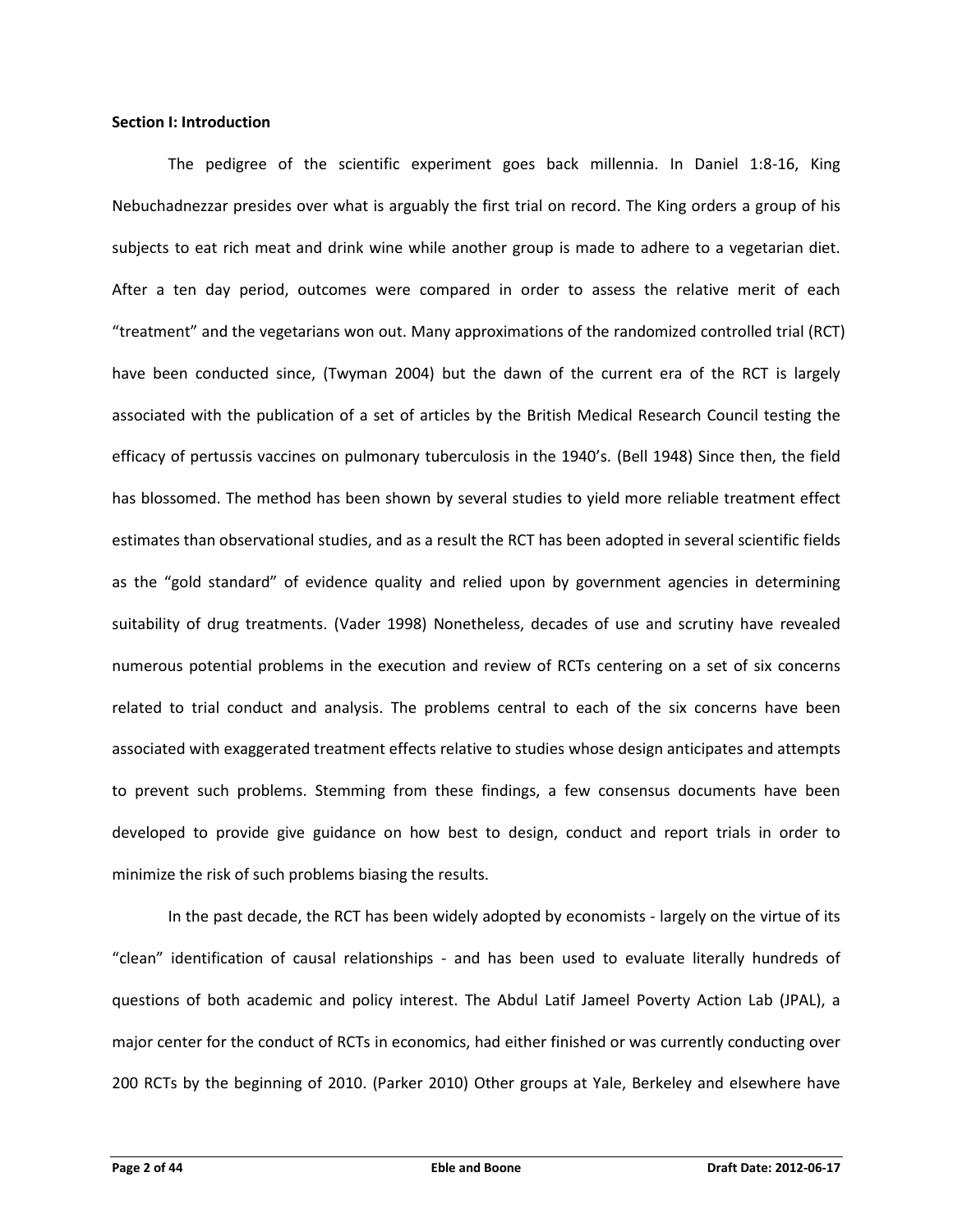**Section I: Introduction**

The pedigree of the scientific experiment goes back millennia. In Daniel 1:8-16, King Nebuchadnezzar presides over what is arguably the first trial on record. The King orders a group of his subjects to eat rich meat and drink wine while another group is made to adhere to a vegetarian diet. After a ten day period, outcomes were compared in order to assess the relative merit of each "treatment" and the vegetarians won out. Many approximations of the randomized controlled trial (RCT) have been conducted since, (Twyman 2004) but the dawn of the current era of the RCT is largely associated with the publication of a set of articles by the British Medical Research Council testing the efficacy of pertussis vaccines on pulmonary tuberculosis in the 1940's. (Bell 1948) Since then, the field has blossomed. The method has been shown by several studies to yield more reliable treatment effect estimates than observational studies, and as a result the RCT has been adopted in several scientific fields as the "gold standard" of evidence quality and relied upon by government agencies in determining suitability of drug treatments. (Vader 1998) Nonetheless, decades of use and scrutiny have revealed numerous potential problems in the execution and review of RCTs centering on a set of six concerns related to trial conduct and analysis. The problems central to each of the six concerns have been associated with exaggerated treatment effects relative to studies whose design anticipates and attempts to prevent such problems. Stemming from these findings, a few consensus documents have been developed to provide give guidance on how best to design, conduct and report trials in order to minimize the risk of such problems biasing the results.

In the past decade, the RCT has been widely adopted by economists - largely on the virtue of its "clean" identification of causal relationships - and has been used to evaluate literally hundreds of questions of both academic and policy interest. The Abdul Latif Jameel Poverty Action Lab (JPAL), a major center for the conduct of RCTs in economics, had either finished or was currently conducting over 200 RCTs by the beginning of 2010. (Parker 2010) Other groups at Yale, Berkeley and elsewhere have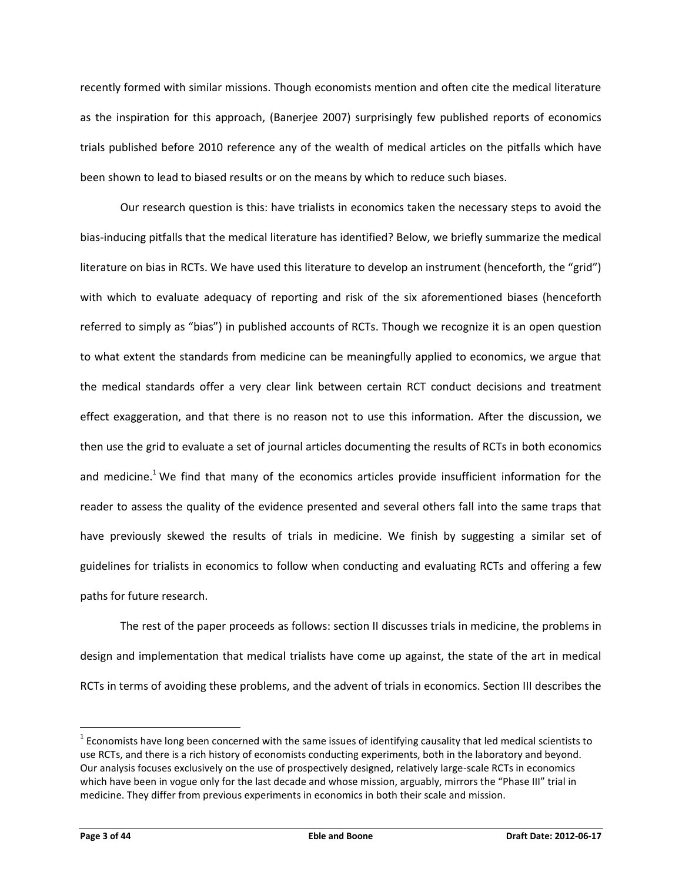recently formed with similar missions. Though economists mention and often cite the medical literature as the inspiration for this approach, (Banerjee 2007) surprisingly few published reports of economics trials published before 2010 reference any of the wealth of medical articles on the pitfalls which have been shown to lead to biased results or on the means by which to reduce such biases.

Our research question is this: have trialists in economics taken the necessary steps to avoid the bias-inducing pitfalls that the medical literature has identified? Below, we briefly summarize the medical literature on bias in RCTs. We have used this literature to develop an instrument (henceforth, the "grid") with which to evaluate adequacy of reporting and risk of the six aforementioned biases (henceforth referred to simply as "bias") in published accounts of RCTs. Though we recognize it is an open question to what extent the standards from medicine can be meaningfully applied to economics, we argue that the medical standards offer a very clear link between certain RCT conduct decisions and treatment effect exaggeration, and that there is no reason not to use this information. After the discussion, we then use the grid to evaluate a set of journal articles documenting the results of RCTs in both economics and medicine.[1] We find that many of the economics articles provide insufficient information for the reader to assess the quality of the evidence presented and several others fall into the same traps that have previously skewed the results of trials in medicine. We finish by suggesting a similar set of guidelines for trialists in economics to follow when conducting and evaluating RCTs and offering a few paths for future research.

The rest of the paper proceeds as follows: section II discusses trials in medicine, the problems in design and implementation that medical trialists have come up against, the state of the art in medical RCTs in terms of avoiding these problems, and the advent of trials in economics. Section III describes the

[1] Economists have long been concerned with the same issues of identifying causality that led medical scientists to use RCTs, and there is a rich history of economists conducting experiments, both in the laboratory and beyond. Our analysis focuses exclusively on the use of prospectively designed, relatively large-scale RCTs in economics which have been in vogue only for the last decade and whose mission, arguably, mirrors the "Phase III" trial in medicine. They differ from previous experiments in economics in both their scale and mission.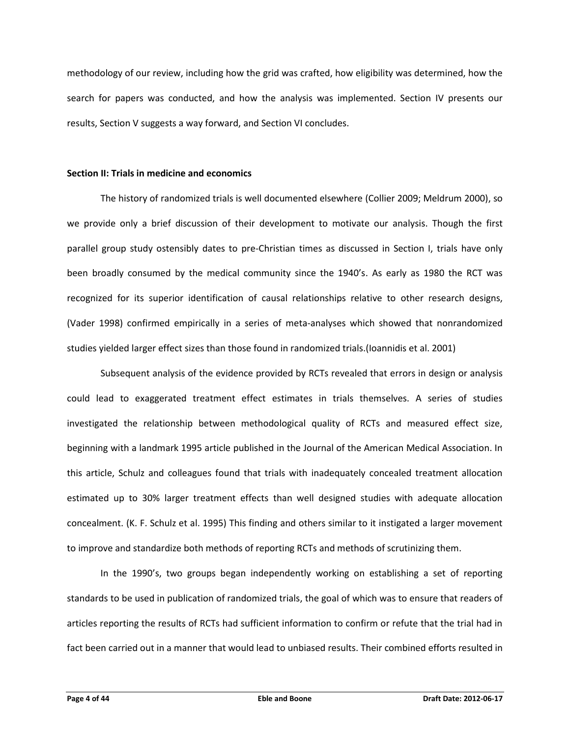methodology of our review, including how the grid was crafted, how eligibility was determined, how the search for papers was conducted, and how the analysis was implemented. Section IV presents our results, Section V suggests a way forward, and Section VI concludes.

**Section II: Trials in medicine and economics**

The history of randomized trials is well documented elsewhere (Collier 2009; Meldrum 2000), so we provide only a brief discussion of their development to motivate our analysis. Though the first parallel group study ostensibly dates to pre-Christian times as discussed in Section I, trials have only been broadly consumed by the medical community since the 1940's. As early as 1980 the RCT was recognized for its superior identification of causal relationships relative to other research designs, (Vader 1998) confirmed empirically in a series of meta-analyses which showed that nonrandomized studies yielded larger effect sizes than those found in randomized trials.(Ioannidis et al. 2001)

Subsequent analysis of the evidence provided by RCTs revealed that errors in design or analysis could lead to exaggerated treatment effect estimates in trials themselves. A series of studies investigated the relationship between methodological quality of RCTs and measured effect size, beginning with a landmark 1995 article published in the Journal of the American Medical Association. In this article, Schulz and colleagues found that trials with inadequately concealed treatment allocation estimated up to 30% larger treatment effects than well designed studies with adequate allocation concealment. (K. F. Schulz et al. 1995) This finding and others similar to it instigated a larger movement to improve and standardize both methods of reporting RCTs and methods of scrutinizing them.

In the 1990's, two groups began independently working on establishing a set of reporting standards to be used in publication of randomized trials, the goal of which was to ensure that readers of articles reporting the results of RCTs had sufficient information to confirm or refute that the trial had in fact been carried out in a manner that would lead to unbiased results. Their combined efforts resulted in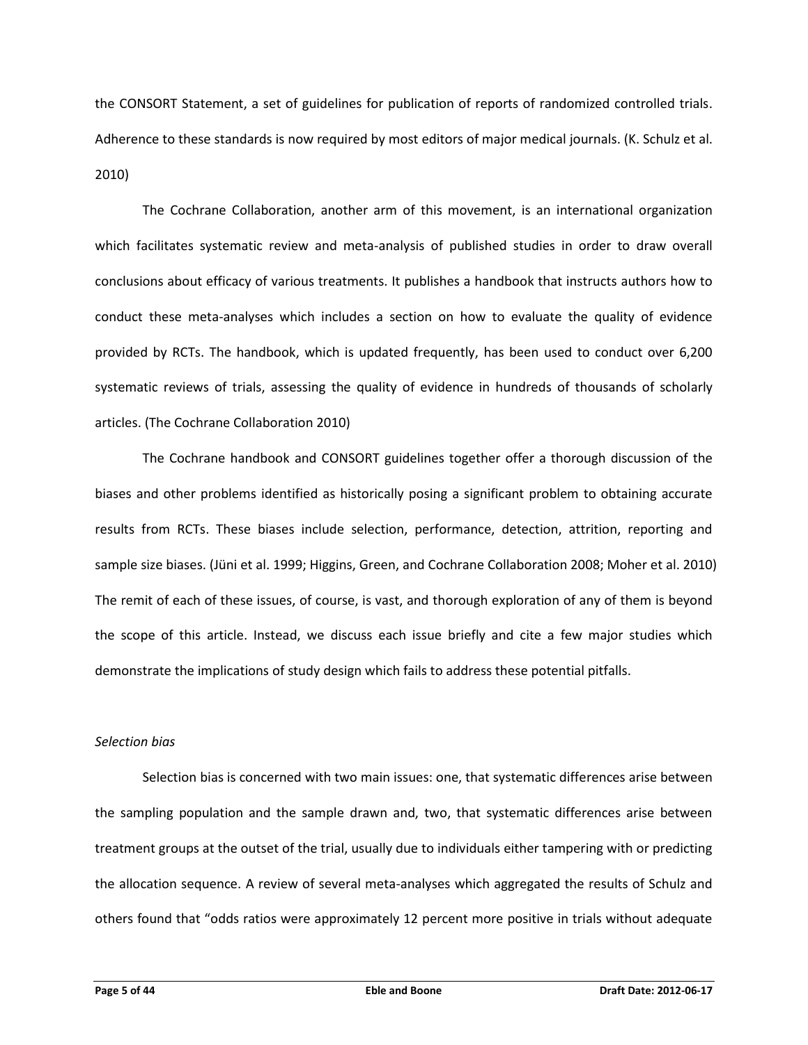the CONSORT Statement, a set of guidelines for publication of reports of randomized controlled trials. Adherence to these standards is now required by most editors of major medical journals. (K. Schulz et al. 2010)

The Cochrane Collaboration, another arm of this movement, is an international organization which facilitates systematic review and meta-analysis of published studies in order to draw overall conclusions about efficacy of various treatments. It publishes a handbook that instructs authors how to conduct these meta-analyses which includes a section on how to evaluate the quality of evidence provided by RCTs. The handbook, which is updated frequently, has been used to conduct over 6,200 systematic reviews of trials, assessing the quality of evidence in hundreds of thousands of scholarly articles. (The Cochrane Collaboration 2010)

The Cochrane handbook and CONSORT guidelines together offer a thorough discussion of the biases and other problems identified as historically posing a significant problem to obtaining accurate results from RCTs. These biases include selection, performance, detection, attrition, reporting and sample size biases. (Jüni et al. 1999; Higgins, Green, and Cochrane Collaboration 2008; Moher et al. 2010) The remit of each of these issues, of course, is vast, and thorough exploration of any of them is beyond the scope of this article. Instead, we discuss each issue briefly and cite a few major studies which demonstrate the implications of study design which fails to address these potential pitfalls.

*Selection bias*

Selection bias is concerned with two main issues: one, that systematic differences arise between the sampling population and the sample drawn and, two, that systematic differences arise between treatment groups at the outset of the trial, usually due to individuals either tampering with or predicting the allocation sequence. A review of several meta-analyses which aggregated the results of Schulz and others found that "odds ratios were approximately 12 percent more positive in trials without adequate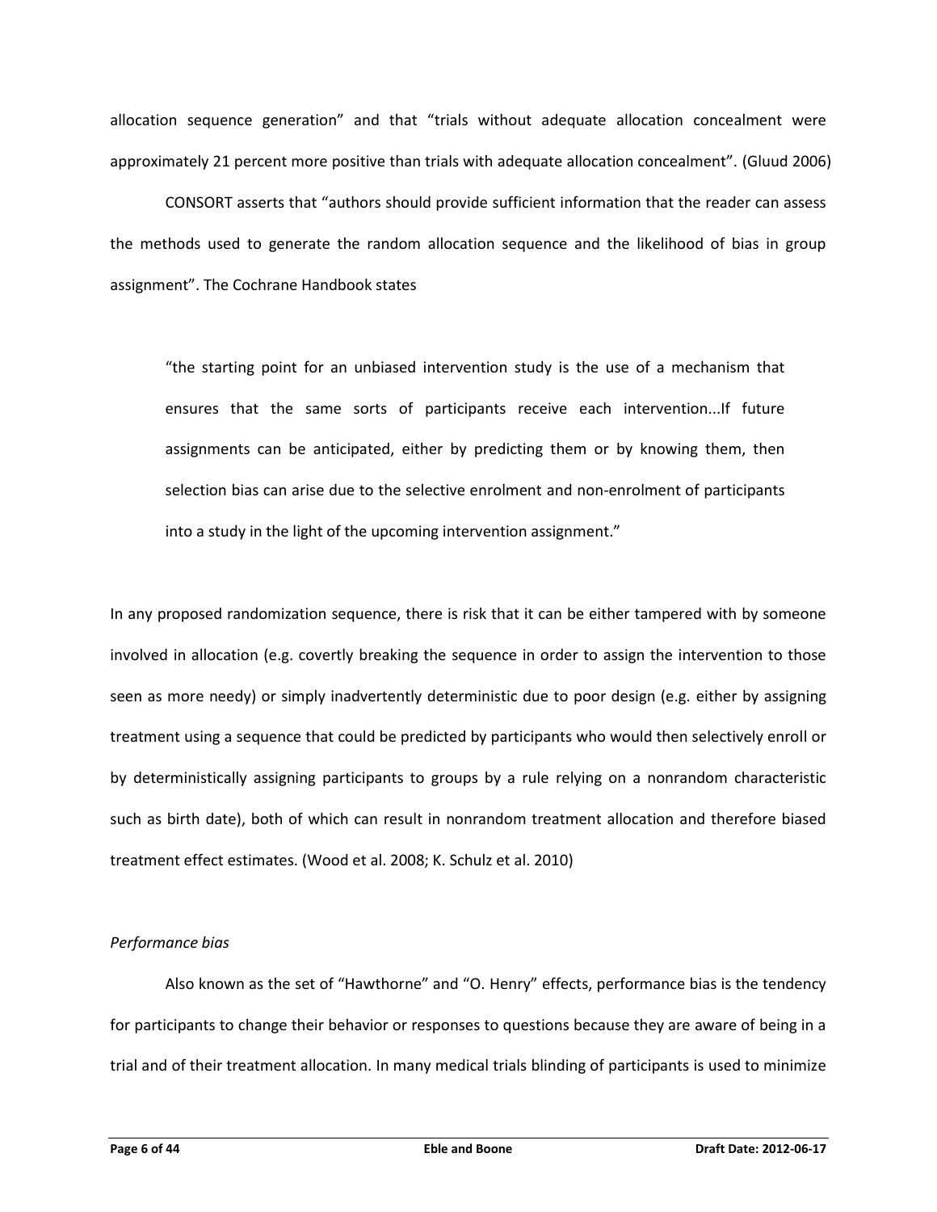allocation sequence generation" and that "trials without adequate allocation concealment were approximately 21 percent more positive than trials with adequate allocation concealment". (Gluud 2006)

CONSORT asserts that "authors should provide sufficient information that the reader can assess the methods used to generate the random allocation sequence and the likelihood of bias in group assignment". The Cochrane Handbook states

> "the starting point for an unbiased intervention study is the use of a mechanism that ensures that the same sorts of participants receive each intervention...If future assignments can be anticipated, either by predicting them or by knowing them, then selection bias can arise due to the selective enrolment and non-enrolment of participants into a study in the light of the upcoming intervention assignment."

In any proposed randomization sequence, there is risk that it can be either tampered with by someone involved in allocation (e.g. covertly breaking the sequence in order to assign the intervention to those seen as more needy) or simply inadvertently deterministic due to poor design (e.g. either by assigning treatment using a sequence that could be predicted by participants who would then selectively enroll or by deterministically assigning participants to groups by a rule relying on a nonrandom characteristic such as birth date), both of which can result in nonrandom treatment allocation and therefore biased treatment effect estimates. (Wood et al. 2008; K. Schulz et al. 2010)

*Performance bias*

Also known as the set of "Hawthorne" and "O. Henry" effects, performance bias is the tendency for participants to change their behavior or responses to questions because they are aware of being in a trial and of their treatment allocation. In many medical trials blinding of participants is used to minimize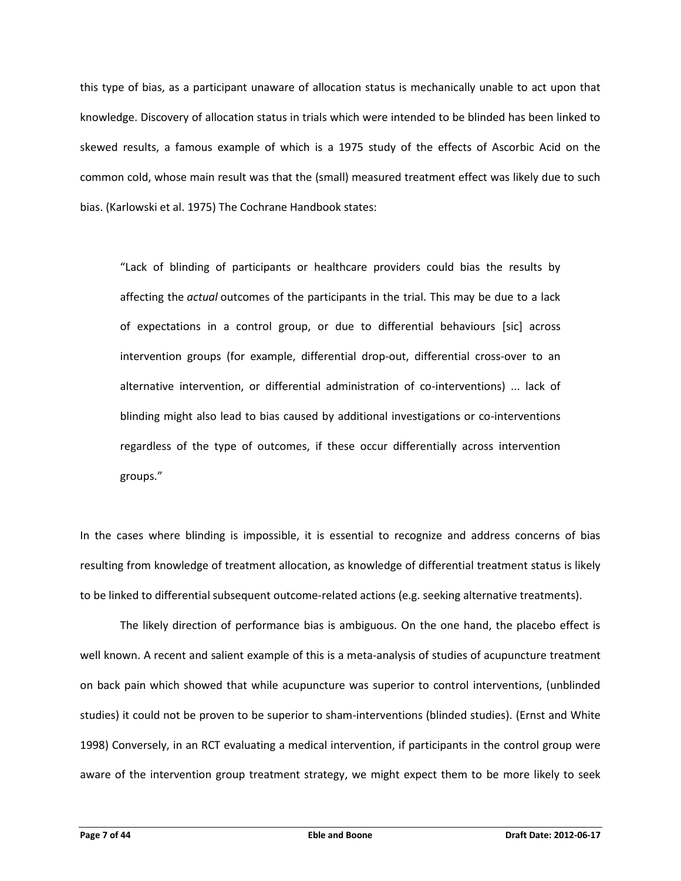this type of bias, as a participant unaware of allocation status is mechanically unable to act upon that knowledge. Discovery of allocation status in trials which were intended to be blinded has been linked to skewed results, a famous example of which is a 1975 study of the effects of Ascorbic Acid on the common cold, whose main result was that the (small) measured treatment effect was likely due to such bias. (Karlowski et al. 1975) The Cochrane Handbook states:

> "Lack of blinding of participants or healthcare providers could bias the results by affecting the *actual* outcomes of the participants in the trial. This may be due to a lack of expectations in a control group, or due to differential behaviours [sic] across intervention groups (for example, differential drop-out, differential cross-over to an alternative intervention, or differential administration of co-interventions) ... lack of blinding might also lead to bias caused by additional investigations or co-interventions regardless of the type of outcomes, if these occur differentially across intervention groups."

In the cases where blinding is impossible, it is essential to recognize and address concerns of bias resulting from knowledge of treatment allocation, as knowledge of differential treatment status is likely to be linked to differential subsequent outcome-related actions (e.g. seeking alternative treatments).

The likely direction of performance bias is ambiguous. On the one hand, the placebo effect is well known. A recent and salient example of this is a meta-analysis of studies of acupuncture treatment on back pain which showed that while acupuncture was superior to control interventions, (unblinded studies) it could not be proven to be superior to sham-interventions (blinded studies). (Ernst and White 1998) Conversely, in an RCT evaluating a medical intervention, if participants in the control group were aware of the intervention group treatment strategy, we might expect them to be more likely to seek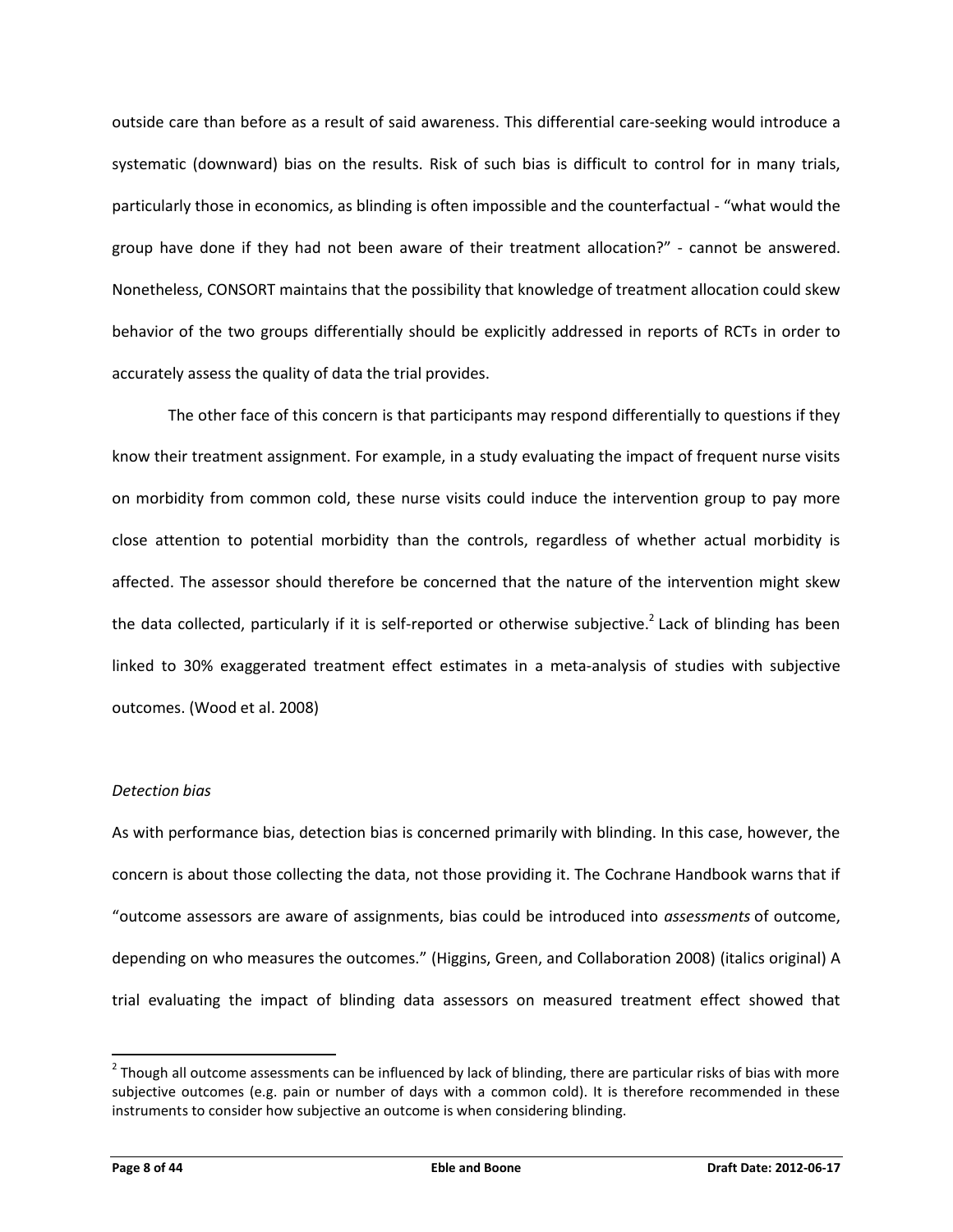outside care than before as a result of said awareness. This differential care-seeking would introduce a systematic (downward) bias on the results. Risk of such bias is difficult to control for in many trials, particularly those in economics, as blinding is often impossible and the counterfactual - "what would the group have done if they had not been aware of their treatment allocation?" - cannot be answered. Nonetheless, CONSORT maintains that the possibility that knowledge of treatment allocation could skew behavior of the two groups differentially should be explicitly addressed in reports of RCTs in order to accurately assess the quality of data the trial provides.

The other face of this concern is that participants may respond differentially to questions if they know their treatment assignment. For example, in a study evaluating the impact of frequent nurse visits on morbidity from common cold, these nurse visits could induce the intervention group to pay more close attention to potential morbidity than the controls, regardless of whether actual morbidity is affected. The assessor should therefore be concerned that the nature of the intervention might skew the data collected, particularly if it is self-reported or otherwise subjective.[2] Lack of blinding has been linked to 30% exaggerated treatment effect estimates in a meta-analysis of studies with subjective outcomes. (Wood et al. 2008)

*Detection bias*

As with performance bias, detection bias is concerned primarily with blinding. In this case, however, the concern is about those collecting the data, not those providing it. The Cochrane Handbook warns that if "outcome assessors are aware of assignments, bias could be introduced into *assessments* of outcome, depending on who measures the outcomes." (Higgins, Green, and Collaboration 2008) (italics original) A trial evaluating the impact of blinding data assessors on measured treatment effect showed that

[2] Though all outcome assessments can be influenced by lack of blinding, there are particular risks of bias with more subjective outcomes (e.g. pain or number of days with a common cold). It is therefore recommended in these instruments to consider how subjective an outcome is when considering blinding.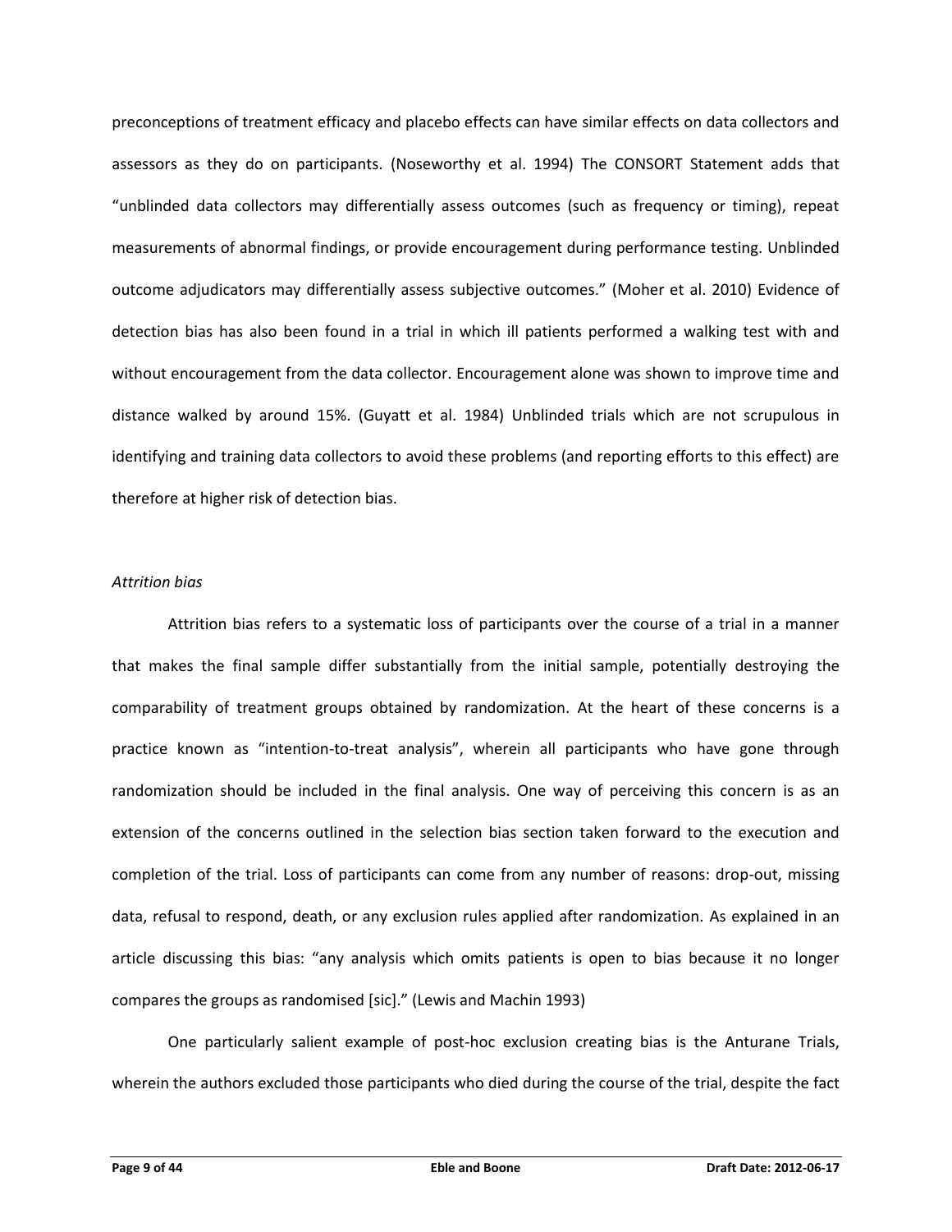preconceptions of treatment efficacy and placebo effects can have similar effects on data collectors and assessors as they do on participants. (Noseworthy et al. 1994) The CONSORT Statement adds that "unblinded data collectors may differentially assess outcomes (such as frequency or timing), repeat measurements of abnormal findings, or provide encouragement during performance testing. Unblinded outcome adjudicators may differentially assess subjective outcomes." (Moher et al. 2010) Evidence of detection bias has also been found in a trial in which ill patients performed a walking test with and without encouragement from the data collector. Encouragement alone was shown to improve time and distance walked by around 15%. (Guyatt et al. 1984) Unblinded trials which are not scrupulous in identifying and training data collectors to avoid these problems (and reporting efforts to this effect) are therefore at higher risk of detection bias.

*Attrition bias*

Attrition bias refers to a systematic loss of participants over the course of a trial in a manner that makes the final sample differ substantially from the initial sample, potentially destroying the comparability of treatment groups obtained by randomization. At the heart of these concerns is a practice known as "intention-to-treat analysis", wherein all participants who have gone through randomization should be included in the final analysis. One way of perceiving this concern is as an extension of the concerns outlined in the selection bias section taken forward to the execution and completion of the trial. Loss of participants can come from any number of reasons: drop-out, missing data, refusal to respond, death, or any exclusion rules applied after randomization. As explained in an article discussing this bias: "any analysis which omits patients is open to bias because it no longer compares the groups as randomised [sic]." (Lewis and Machin 1993)

One particularly salient example of post-hoc exclusion creating bias is the Anturane Trials, wherein the authors excluded those participants who died during the course of the trial, despite the fact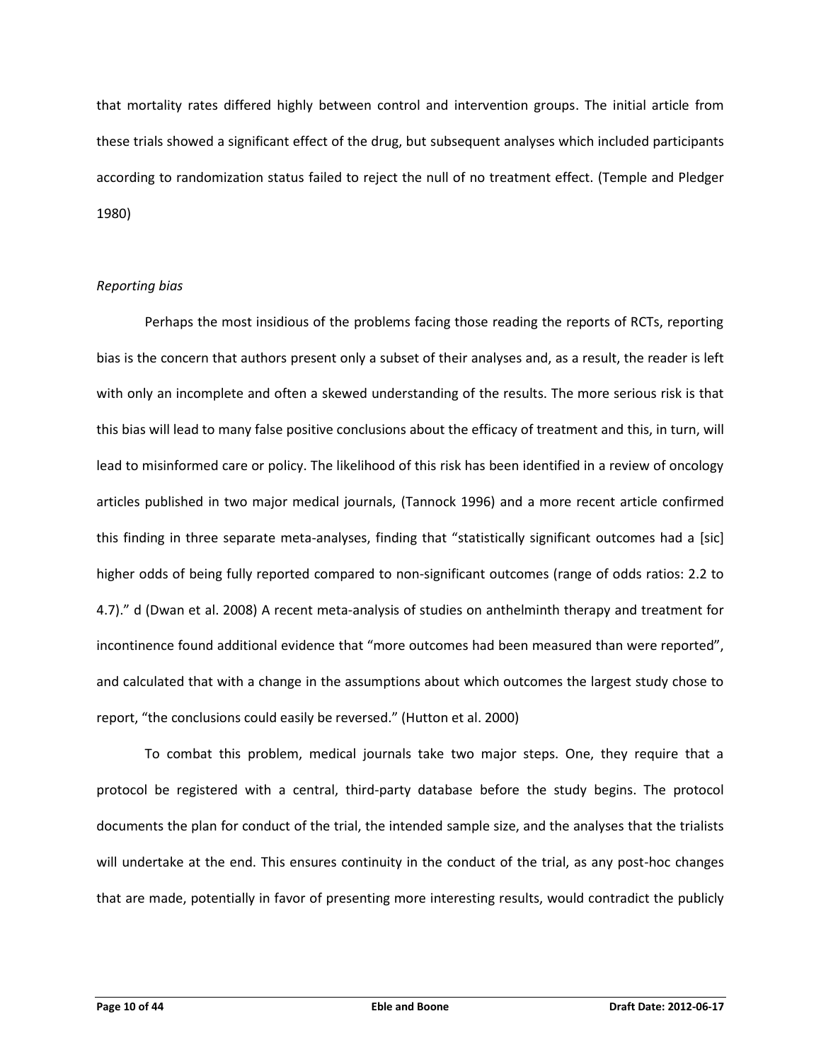that mortality rates differed highly between control and intervention groups. The initial article from these trials showed a significant effect of the drug, but subsequent analyses which included participants according to randomization status failed to reject the null of no treatment effect. (Temple and Pledger 1980)

*Reporting bias*

Perhaps the most insidious of the problems facing those reading the reports of RCTs, reporting bias is the concern that authors present only a subset of their analyses and, as a result, the reader is left with only an incomplete and often a skewed understanding of the results. The more serious risk is that this bias will lead to many false positive conclusions about the efficacy of treatment and this, in turn, will lead to misinformed care or policy. The likelihood of this risk has been identified in a review of oncology articles published in two major medical journals, (Tannock 1996) and a more recent article confirmed this finding in three separate meta-analyses, finding that "statistically significant outcomes had a [sic] higher odds of being fully reported compared to non-significant outcomes (range of odds ratios: 2.2 to 4.7)." d (Dwan et al. 2008) A recent meta-analysis of studies on anthelminth therapy and treatment for incontinence found additional evidence that "more outcomes had been measured than were reported", and calculated that with a change in the assumptions about which outcomes the largest study chose to report, "the conclusions could easily be reversed." (Hutton et al. 2000)

To combat this problem, medical journals take two major steps. One, they require that a protocol be registered with a central, third-party database before the study begins. The protocol documents the plan for conduct of the trial, the intended sample size, and the analyses that the trialists will undertake at the end. This ensures continuity in the conduct of the trial, as any post-hoc changes that are made, potentially in favor of presenting more interesting results, would contradict the publicly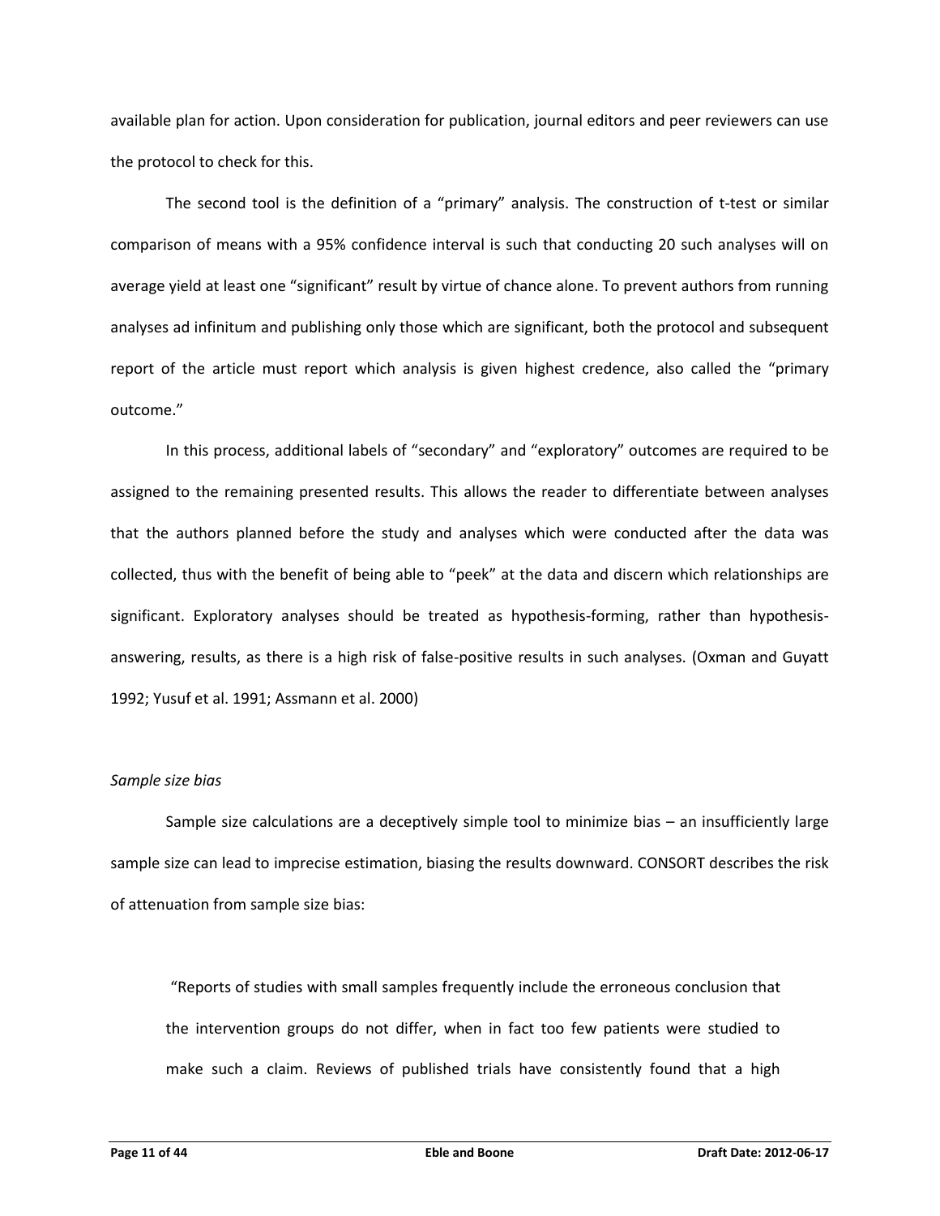available plan for action. Upon consideration for publication, journal editors and peer reviewers can use the protocol to check for this.

The second tool is the definition of a "primary" analysis. The construction of t-test or similar comparison of means with a 95% confidence interval is such that conducting 20 such analyses will on average yield at least one "significant" result by virtue of chance alone. To prevent authors from running analyses ad infinitum and publishing only those which are significant, both the protocol and subsequent report of the article must report which analysis is given highest credence, also called the "primary outcome."

In this process, additional labels of "secondary" and "exploratory" outcomes are required to be assigned to the remaining presented results. This allows the reader to differentiate between analyses that the authors planned before the study and analyses which were conducted after the data was collected, thus with the benefit of being able to "peek" at the data and discern which relationships are significant. Exploratory analyses should be treated as hypothesis-forming, rather than hypothesis-answering, results, as there is a high risk of false-positive results in such analyses. (Oxman and Guyatt 1992; Yusuf et al. 1991; Assmann et al. 2000)

*Sample size bias*

Sample size calculations are a deceptively simple tool to minimize bias – an insufficiently large sample size can lead to imprecise estimation, biasing the results downward. CONSORT describes the risk of attenuation from sample size bias:

> "Reports of studies with small samples frequently include the erroneous conclusion that the intervention groups do not differ, when in fact too few patients were studied to make such a claim. Reviews of published trials have consistently found that a high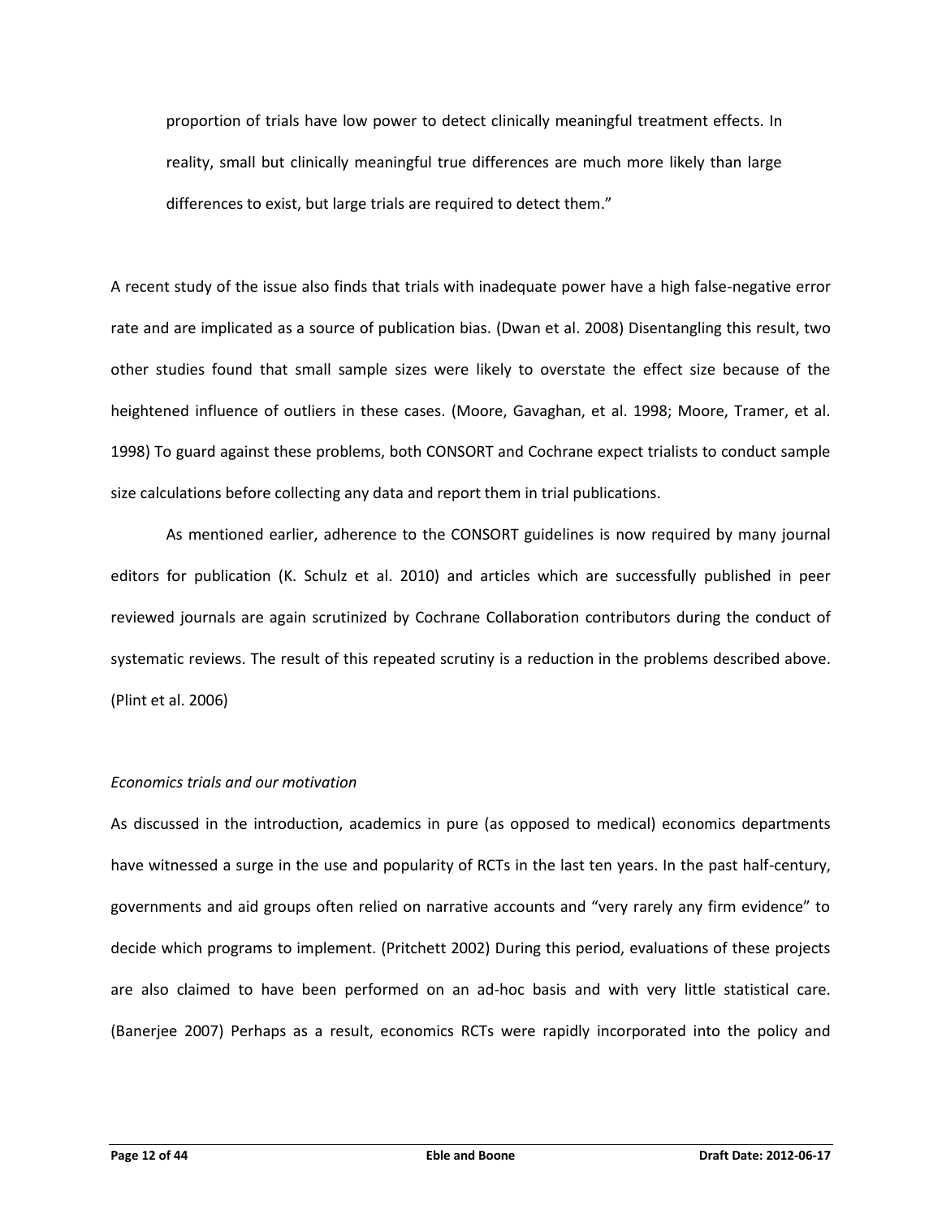> proportion of trials have low power to detect clinically meaningful treatment effects. In reality, small but clinically meaningful true differences are much more likely than large differences to exist, but large trials are required to detect them."

A recent study of the issue also finds that trials with inadequate power have a high false-negative error rate and are implicated as a source of publication bias. (Dwan et al. 2008) Disentangling this result, two other studies found that small sample sizes were likely to overstate the effect size because of the heightened influence of outliers in these cases. (Moore, Gavaghan, et al. 1998; Moore, Tramer, et al. 1998) To guard against these problems, both CONSORT and Cochrane expect trialists to conduct sample size calculations before collecting any data and report them in trial publications.

As mentioned earlier, adherence to the CONSORT guidelines is now required by many journal editors for publication (K. Schulz et al. 2010) and articles which are successfully published in peer reviewed journals are again scrutinized by Cochrane Collaboration contributors during the conduct of systematic reviews. The result of this repeated scrutiny is a reduction in the problems described above. (Plint et al. 2006)

*Economics trials and our motivation*

As discussed in the introduction, academics in pure (as opposed to medical) economics departments have witnessed a surge in the use and popularity of RCTs in the last ten years. In the past half-century, governments and aid groups often relied on narrative accounts and "very rarely any firm evidence" to decide which programs to implement. (Pritchett 2002) During this period, evaluations of these projects are also claimed to have been performed on an ad-hoc basis and with very little statistical care. (Banerjee 2007) Perhaps as a result, economics RCTs were rapidly incorporated into the policy and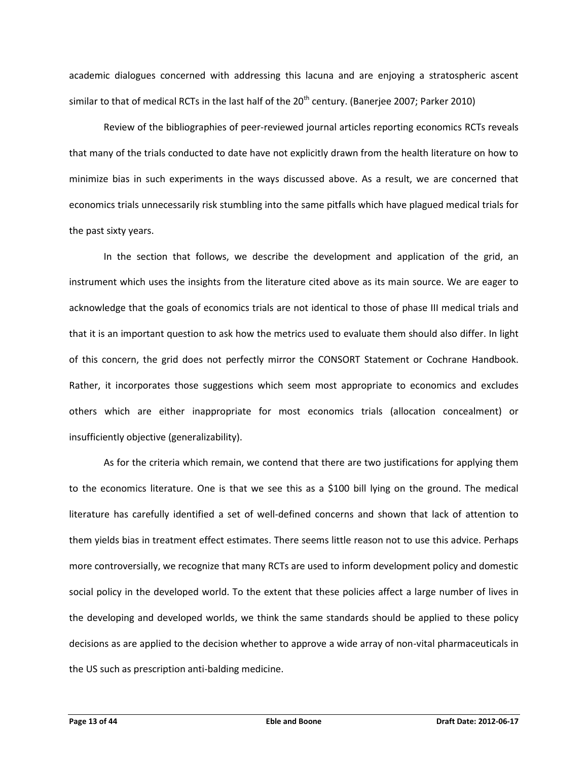academic dialogues concerned with addressing this lacuna and are enjoying a stratospheric ascent similar to that of medical RCTs in the last half of the 20th century. (Banerjee 2007; Parker 2010)

Review of the bibliographies of peer-reviewed journal articles reporting economics RCTs reveals that many of the trials conducted to date have not explicitly drawn from the health literature on how to minimize bias in such experiments in the ways discussed above. As a result, we are concerned that economics trials unnecessarily risk stumbling into the same pitfalls which have plagued medical trials for the past sixty years.

In the section that follows, we describe the development and application of the grid, an instrument which uses the insights from the literature cited above as its main source. We are eager to acknowledge that the goals of economics trials are not identical to those of phase III medical trials and that it is an important question to ask how the metrics used to evaluate them should also differ. In light of this concern, the grid does not perfectly mirror the CONSORT Statement or Cochrane Handbook. Rather, it incorporates those suggestions which seem most appropriate to economics and excludes others which are either inappropriate for most economics trials (allocation concealment) or insufficiently objective (generalizability).

As for the criteria which remain, we contend that there are two justifications for applying them to the economics literature. One is that we see this as a $100 bill lying on the ground. The medical literature has carefully identified a set of well-defined concerns and shown that lack of attention to them yields bias in treatment effect estimates. There seems little reason not to use this advice. Perhaps more controversially, we recognize that many RCTs are used to inform development policy and domestic social policy in the developed world. To the extent that these policies affect a large number of lives in the developing and developed worlds, we think the same standards should be applied to these policy decisions as are applied to the decision whether to approve a wide array of non-vital pharmaceuticals in the US such as prescription anti-balding medicine.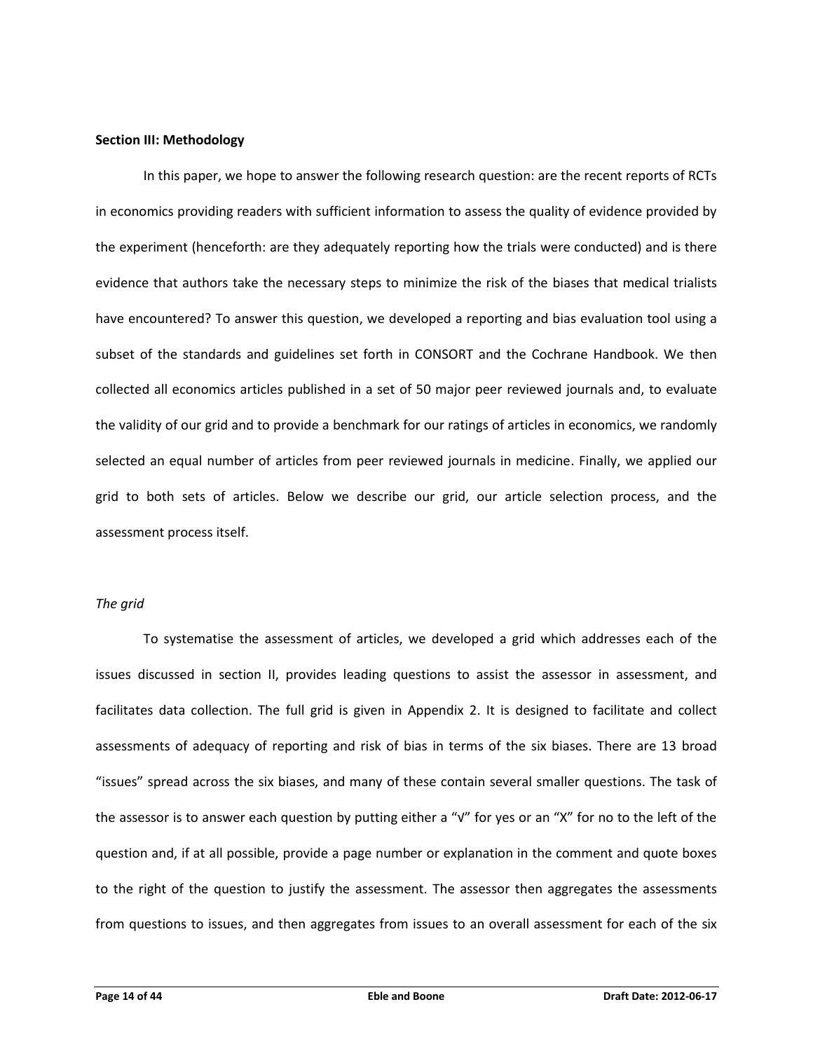## Section III: Methodology

In this paper, we hope to answer the following research question: are the recent reports of RCTs in economics providing readers with sufficient information to assess the quality of evidence provided by the experiment (henceforth: are they adequately reporting how the trials were conducted) and is there evidence that authors take the necessary steps to minimize the risk of the biases that medical trialists have encountered? To answer this question, we developed a reporting and bias evaluation tool using a subset of the standards and guidelines set forth in CONSORT and the Cochrane Handbook. We then collected all economics articles published in a set of 50 major peer reviewed journals and, to evaluate the validity of our grid and to provide a benchmark for our ratings of articles in economics, we randomly selected an equal number of articles from peer reviewed journals in medicine. Finally, we applied our grid to both sets of articles. Below we describe our grid, our article selection process, and the assessment process itself.

### *The grid*

To systematise the assessment of articles, we developed a grid which addresses each of the issues discussed in section II, provides leading questions to assist the assessor in assessment, and facilitates data collection. The full grid is given in Appendix 2. It is designed to facilitate and collect assessments of adequacy of reporting and risk of bias in terms of the six biases. There are 13 broad "issues" spread across the six biases, and many of these contain several smaller questions. The task of the assessor is to answer each question by putting either a "√" for yes or an "X" for no to the left of the question and, if at all possible, provide a page number or explanation in the comment and quote boxes to the right of the question to justify the assessment. The assessor then aggregates the assessments from questions to issues, and then aggregates from issues to an overall assessment for each of the six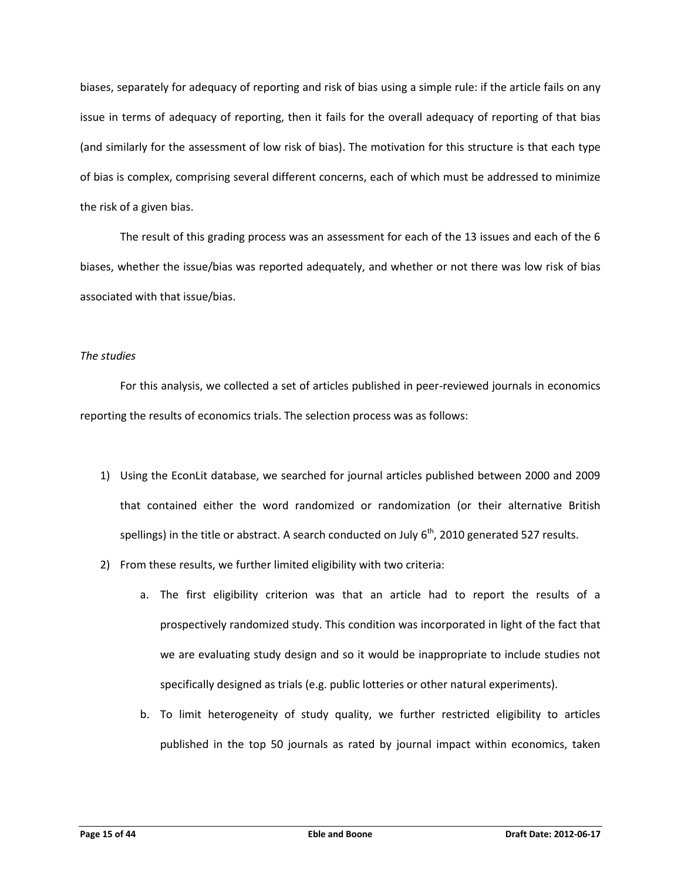biases, separately for adequacy of reporting and risk of bias using a simple rule: if the article fails on any issue in terms of adequacy of reporting, then it fails for the overall adequacy of reporting of that bias (and similarly for the assessment of low risk of bias). The motivation for this structure is that each type of bias is complex, comprising several different concerns, each of which must be addressed to minimize the risk of a given bias.

The result of this grading process was an assessment for each of the 13 issues and each of the 6 biases, whether the issue/bias was reported adequately, and whether or not there was low risk of bias associated with that issue/bias.

*The studies*

For this analysis, we collected a set of articles published in peer-reviewed journals in economics reporting the results of economics trials. The selection process was as follows:

1) Using the EconLit database, we searched for journal articles published between 2000 and 2009 that contained either the word randomized or randomization (or their alternative British spellings) in the title or abstract. A search conducted on July 6th, 2010 generated 527 results.
2) From these results, we further limited eligibility with two criteria:
    a. The first eligibility criterion was that an article had to report the results of a prospectively randomized study. This condition was incorporated in light of the fact that we are evaluating study design and so it would be inappropriate to include studies not specifically designed as trials (e.g. public lotteries or other natural experiments).
    b. To limit heterogeneity of study quality, we further restricted eligibility to articles published in the top 50 journals as rated by journal impact within economics, taken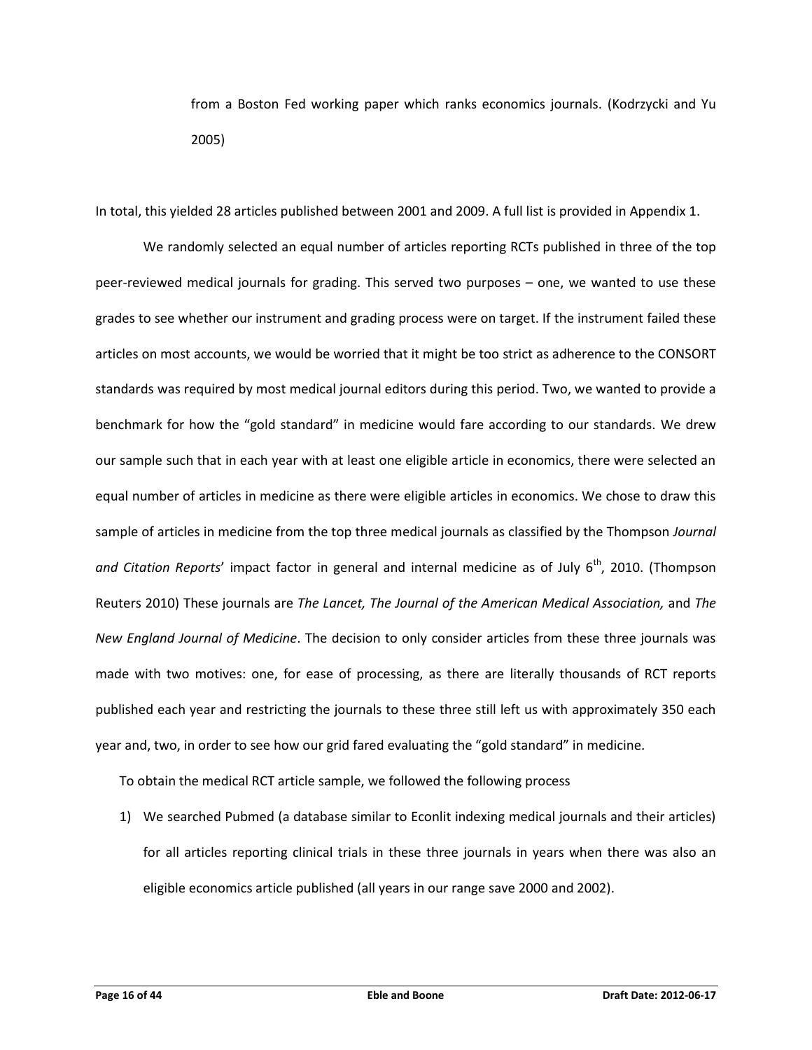from a Boston Fed working paper which ranks economics journals. (Kodrzycki and Yu 2005)

In total, this yielded 28 articles published between 2001 and 2009. A full list is provided in Appendix 1.

We randomly selected an equal number of articles reporting RCTs published in three of the top peer-reviewed medical journals for grading. This served two purposes – one, we wanted to use these grades to see whether our instrument and grading process were on target. If the instrument failed these articles on most accounts, we would be worried that it might be too strict as adherence to the CONSORT standards was required by most medical journal editors during this period. Two, we wanted to provide a benchmark for how the "gold standard" in medicine would fare according to our standards. We drew our sample such that in each year with at least one eligible article in economics, there were selected an equal number of articles in medicine as there were eligible articles in economics. We chose to draw this sample of articles in medicine from the top three medical journals as classified by the Thompson *Journal and Citation Reports*' impact factor in general and internal medicine as of July 6th, 2010. (Thompson Reuters 2010) These journals are *The Lancet, The Journal of the American Medical Association,* and *The New England Journal of Medicine*. The decision to only consider articles from these three journals was made with two motives: one, for ease of processing, as there are literally thousands of RCT reports published each year and restricting the journals to these three still left us with approximately 350 each year and, two, in order to see how our grid fared evaluating the "gold standard" in medicine.

To obtain the medical RCT article sample, we followed the following process

1) We searched Pubmed (a database similar to Econlit indexing medical journals and their articles) for all articles reporting clinical trials in these three journals in years when there was also an eligible economics article published (all years in our range save 2000 and 2002).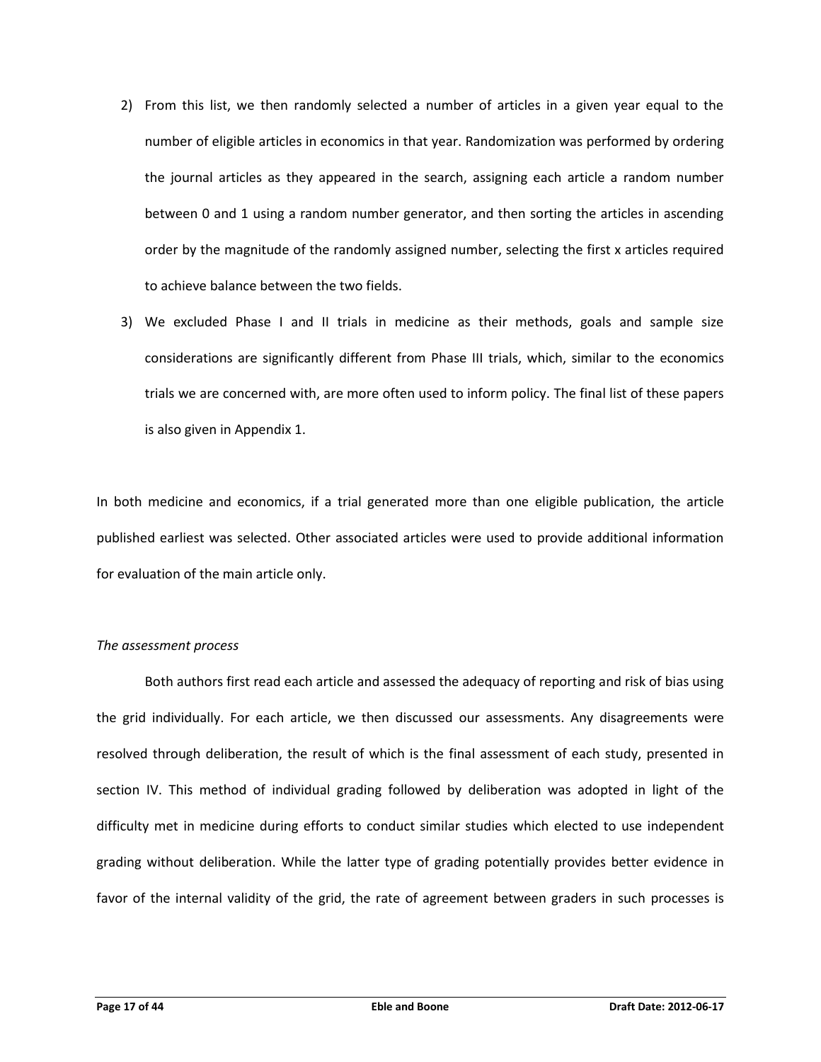2) From this list, we then randomly selected a number of articles in a given year equal to the number of eligible articles in economics in that year. Randomization was performed by ordering the journal articles as they appeared in the search, assigning each article a random number between 0 and 1 using a random number generator, and then sorting the articles in ascending order by the magnitude of the randomly assigned number, selecting the first x articles required to achieve balance between the two fields.
3) We excluded Phase I and II trials in medicine as their methods, goals and sample size considerations are significantly different from Phase III trials, which, similar to the economics trials we are concerned with, are more often used to inform policy. The final list of these papers is also given in Appendix 1.

In both medicine and economics, if a trial generated more than one eligible publication, the article published earliest was selected. Other associated articles were used to provide additional information for evaluation of the main article only.

*The assessment process*

Both authors first read each article and assessed the adequacy of reporting and risk of bias using the grid individually. For each article, we then discussed our assessments. Any disagreements were resolved through deliberation, the result of which is the final assessment of each study, presented in section IV. This method of individual grading followed by deliberation was adopted in light of the difficulty met in medicine during efforts to conduct similar studies which elected to use independent grading without deliberation. While the latter type of grading potentially provides better evidence in favor of the internal validity of the grid, the rate of agreement between graders in such processes is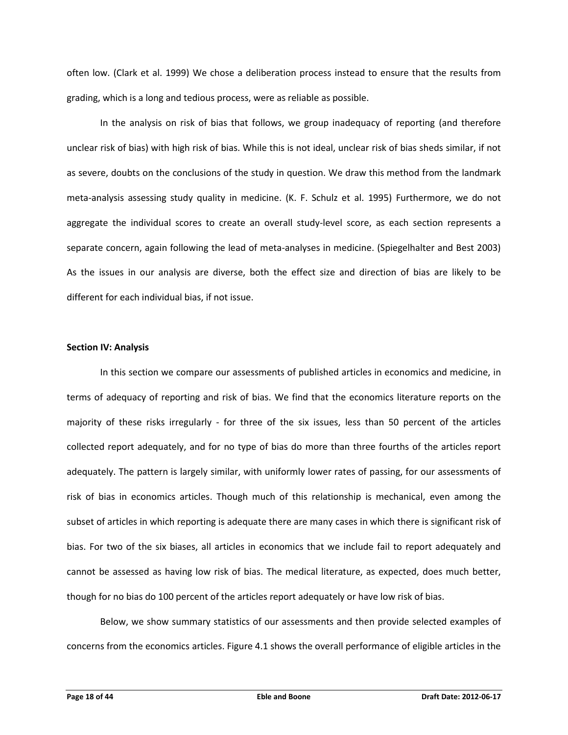often low. (Clark et al. 1999) We chose a deliberation process instead to ensure that the results from grading, which is a long and tedious process, were as reliable as possible.

In the analysis on risk of bias that follows, we group inadequacy of reporting (and therefore unclear risk of bias) with high risk of bias. While this is not ideal, unclear risk of bias sheds similar, if not as severe, doubts on the conclusions of the study in question. We draw this method from the landmark meta-analysis assessing study quality in medicine. (K. F. Schulz et al. 1995) Furthermore, we do not aggregate the individual scores to create an overall study-level score, as each section represents a separate concern, again following the lead of meta-analyses in medicine. (Spiegelhalter and Best 2003) As the issues in our analysis are diverse, both the effect size and direction of bias are likely to be different for each individual bias, if not issue.

**Section IV: Analysis**

In this section we compare our assessments of published articles in economics and medicine, in terms of adequacy of reporting and risk of bias. We find that the economics literature reports on the majority of these risks irregularly - for three of the six issues, less than 50 percent of the articles collected report adequately, and for no type of bias do more than three fourths of the articles report adequately. The pattern is largely similar, with uniformly lower rates of passing, for our assessments of risk of bias in economics articles. Though much of this relationship is mechanical, even among the subset of articles in which reporting is adequate there are many cases in which there is significant risk of bias. For two of the six biases, all articles in economics that we include fail to report adequately and cannot be assessed as having low risk of bias. The medical literature, as expected, does much better, though for no bias do 100 percent of the articles report adequately or have low risk of bias.

Below, we show summary statistics of our assessments and then provide selected examples of concerns from the economics articles. Figure 4.1 shows the overall performance of eligible articles in the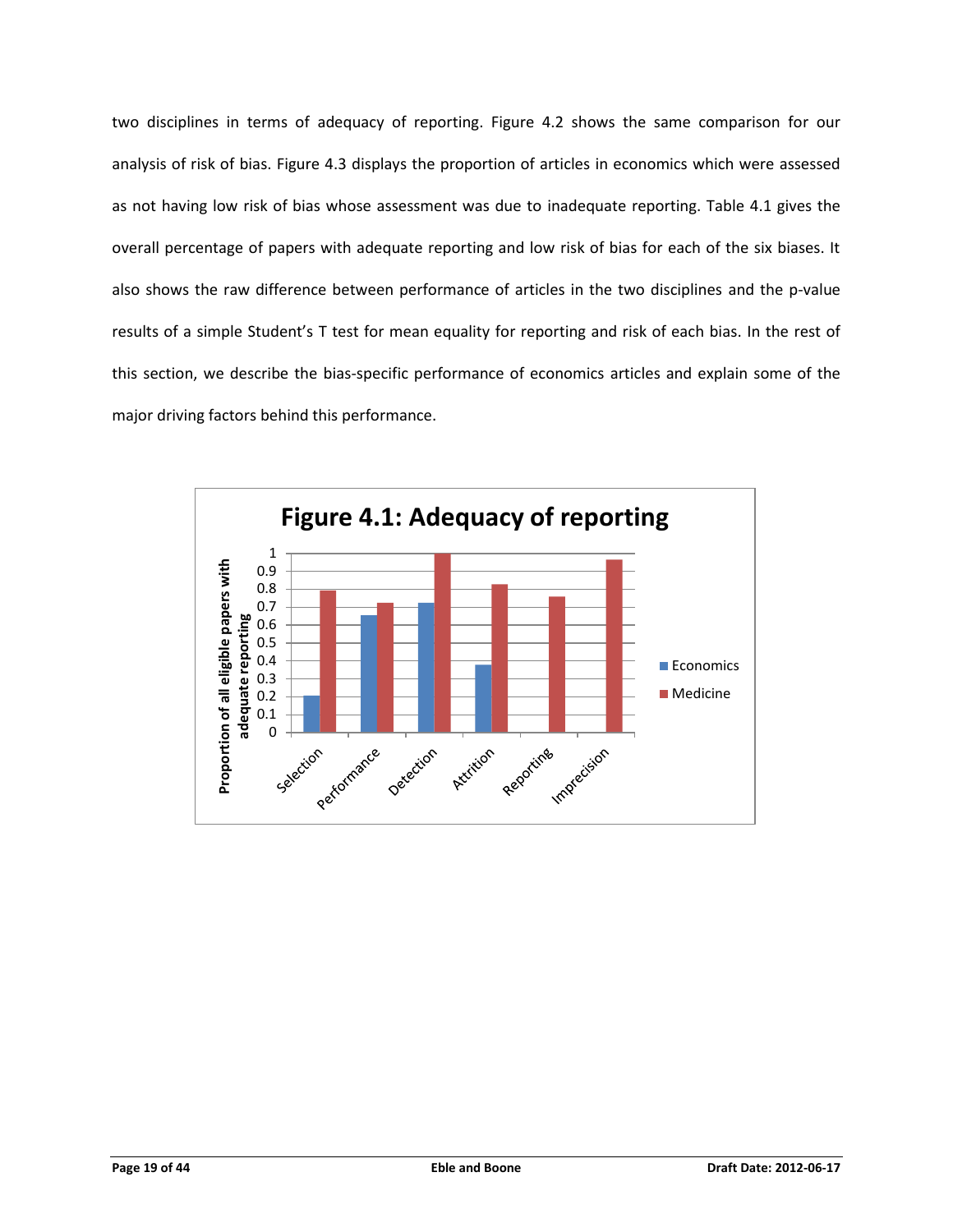two disciplines in terms of adequacy of reporting. Figure 4.2 shows the same comparison for our analysis of risk of bias. Figure 4.3 displays the proportion of articles in economics which were assessed as not having low risk of bias whose assessment was due to inadequate reporting. Table 4.1 gives the overall percentage of papers with adequate reporting and low risk of bias for each of the six biases. It also shows the raw difference between performance of articles in the two disciplines and the p-value results of a simple Student's T test for mean equality for reporting and risk of each bias. In the rest of this section, we describe the bias-specific performance of economics articles and explain some of the major driving factors behind this performance.

**Figure 4.1: Adequacy of reporting**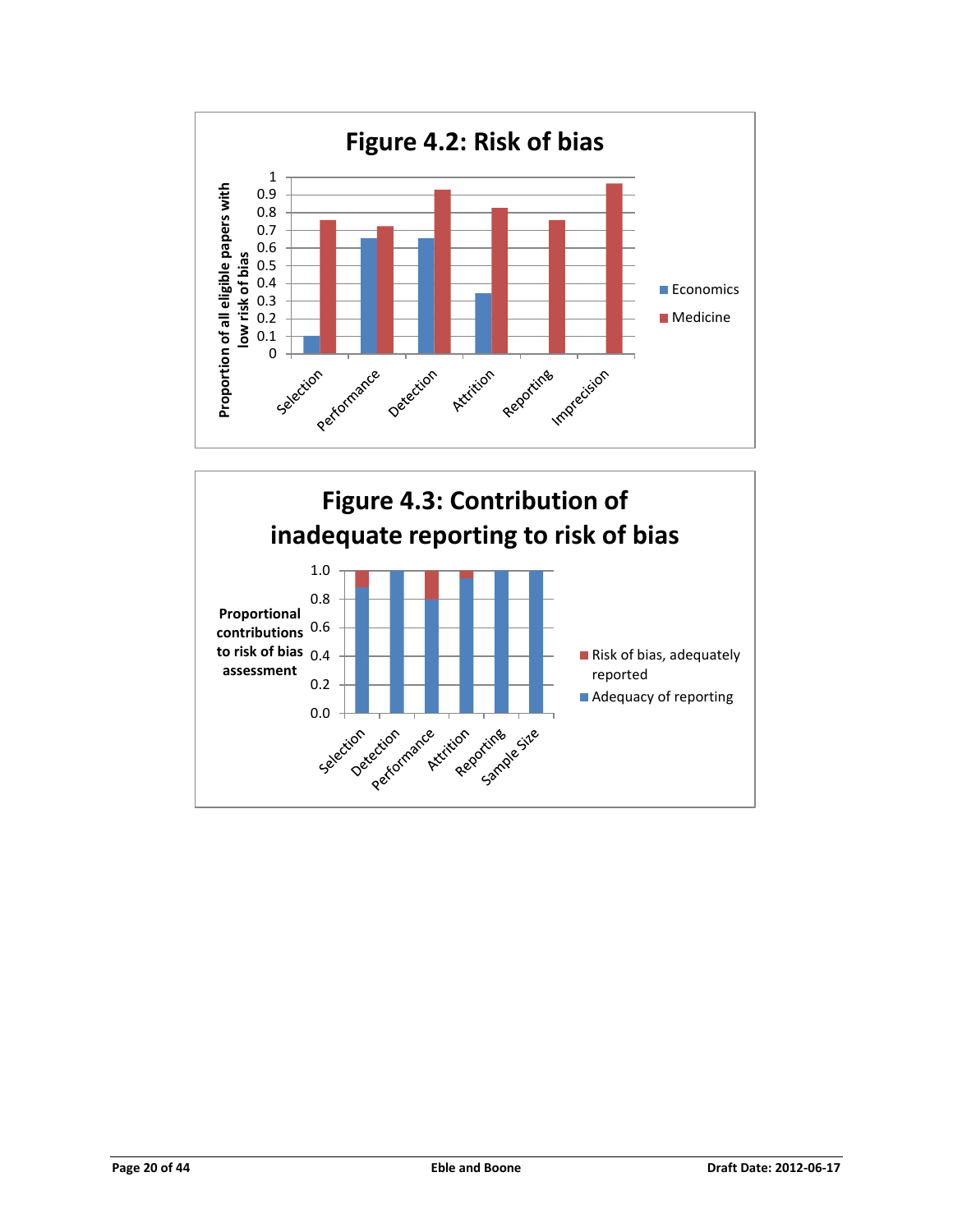**Figure 4.2: Risk of bias**

**Figure 4.3: Contribution of inadequate reporting to risk of bias**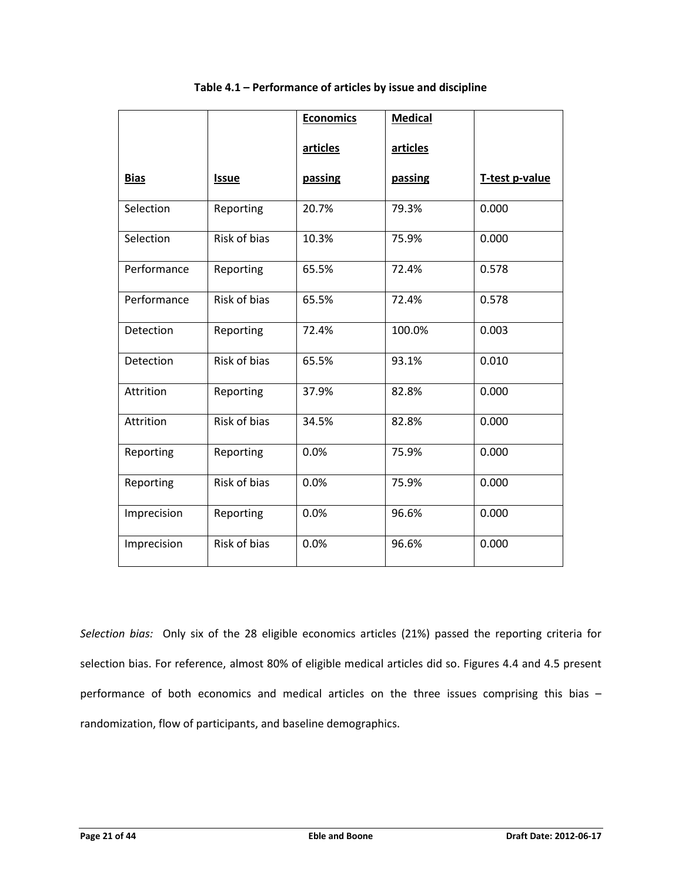**Table 4.1 – Performance of articles by issue and discipline**

| Bias | Issue | Economics articles passing | Medical articles passing | T-test p-value |
|---|---|---|---|---|
| Selection | Reporting | 20.7% | 79.3% | 0.000 |
| Selection | Risk of bias | 10.3% | 75.9% | 0.000 |
| Performance | Reporting | 65.5% | 72.4% | 0.578 |
| Performance | Risk of bias | 65.5% | 72.4% | 0.578 |
| Detection | Reporting | 72.4% | 100.0% | 0.003 |
| Detection | Risk of bias | 65.5% | 93.1% | 0.010 |
| Attrition | Reporting | 37.9% | 82.8% | 0.000 |
| Attrition | Risk of bias | 34.5% | 82.8% | 0.000 |
| Reporting | Reporting | 0.0% | 75.9% | 0.000 |
| Reporting | Risk of bias | 0.0% | 75.9% | 0.000 |
| Imprecision | Reporting | 0.0% | 96.6% | 0.000 |
| Imprecision | Risk of bias | 0.0% | 96.6% | 0.000 |

*Selection bias:* Only six of the 28 eligible economics articles (21%) passed the reporting criteria for selection bias. For reference, almost 80% of eligible medical articles did so. Figures 4.4 and 4.5 present performance of both economics and medical articles on the three issues comprising this bias – randomization, flow of participants, and baseline demographics.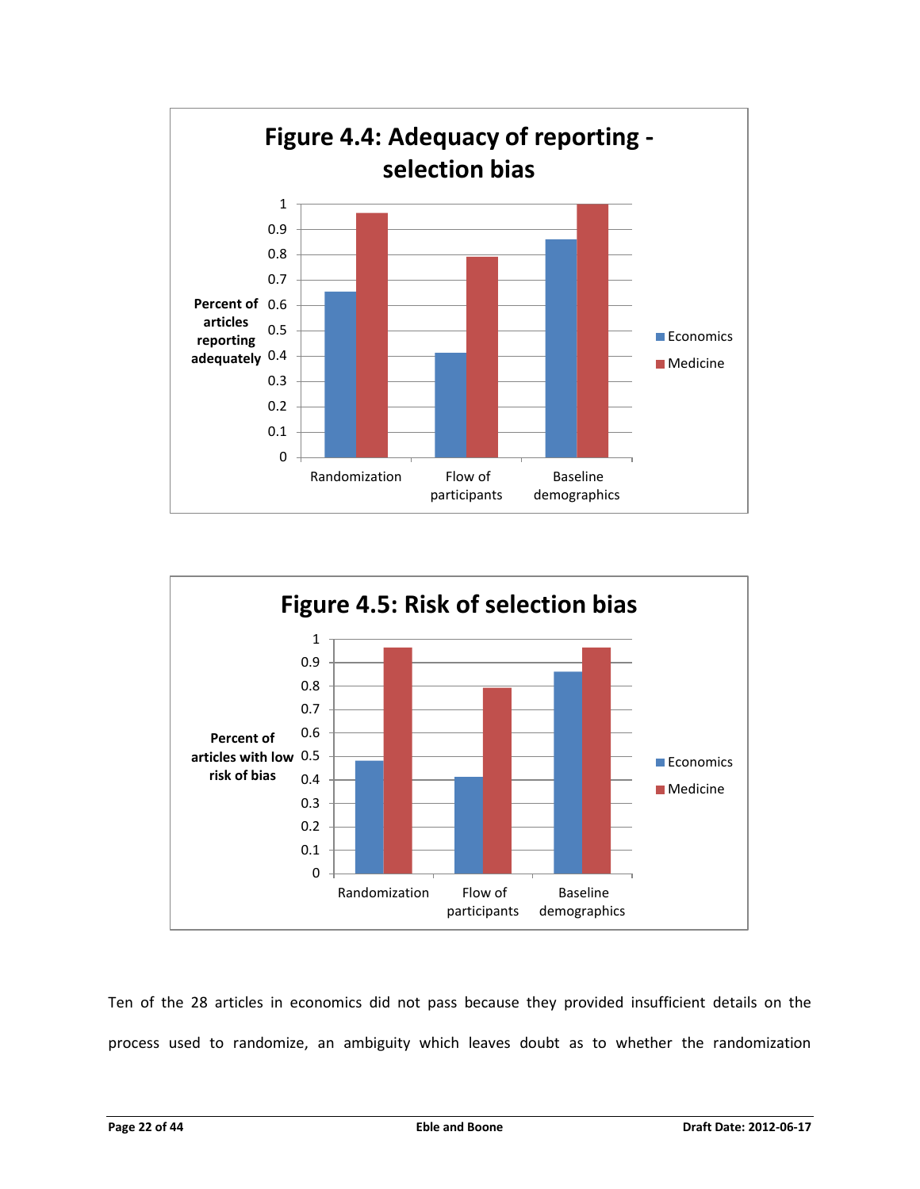**Figure 4.4: Adequacy of reporting - selection bias**

**Figure 4.5: Risk of selection bias**

Ten of the 28 articles in economics did not pass because they provided insufficient details on the process used to randomize, an ambiguity which leaves doubt as to whether the randomization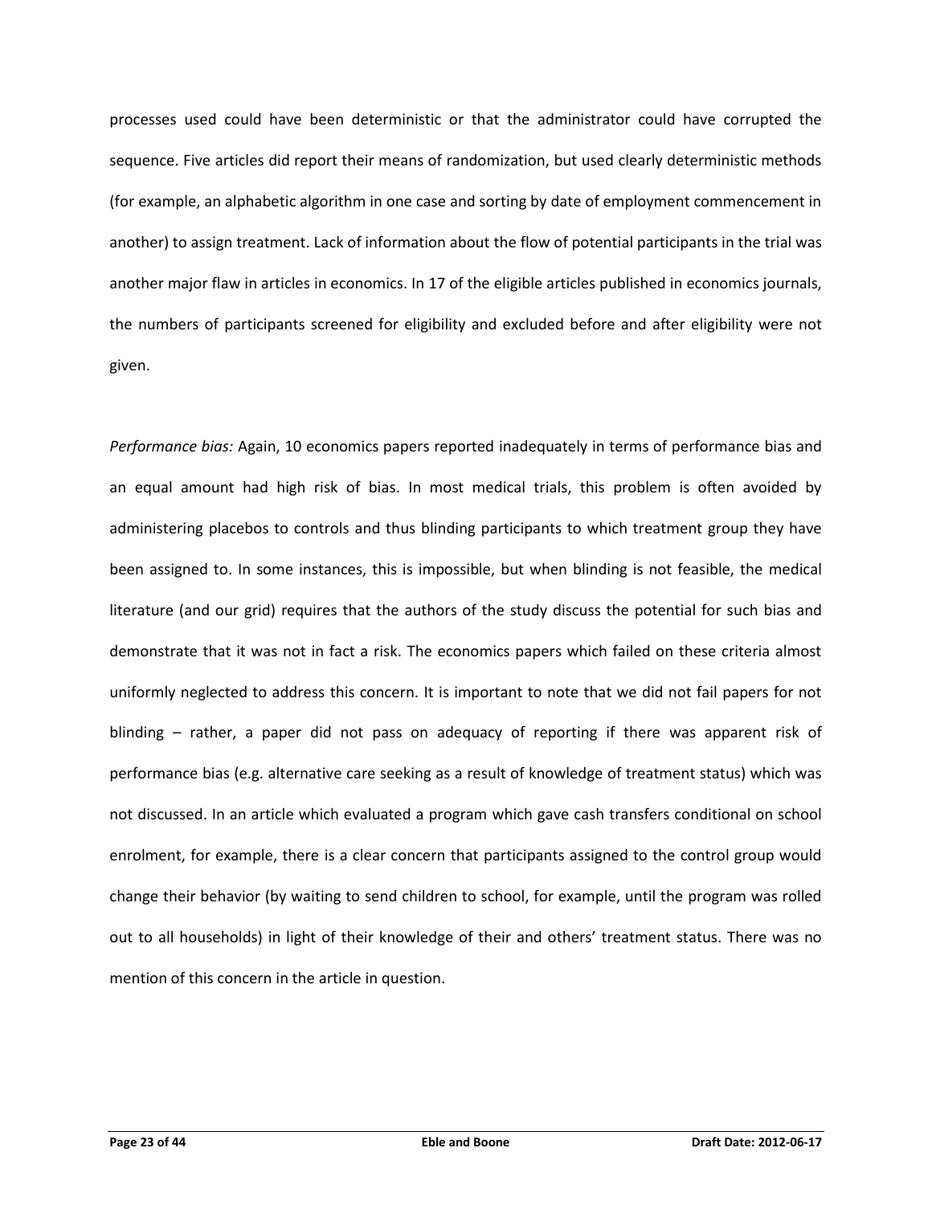processes used could have been deterministic or that the administrator could have corrupted the sequence. Five articles did report their means of randomization, but used clearly deterministic methods (for example, an alphabetic algorithm in one case and sorting by date of employment commencement in another) to assign treatment. Lack of information about the flow of potential participants in the trial was another major flaw in articles in economics. In 17 of the eligible articles published in economics journals, the numbers of participants screened for eligibility and excluded before and after eligibility were not given.

*Performance bias:* Again, 10 economics papers reported inadequately in terms of performance bias and an equal amount had high risk of bias. In most medical trials, this problem is often avoided by administering placebos to controls and thus blinding participants to which treatment group they have been assigned to. In some instances, this is impossible, but when blinding is not feasible, the medical literature (and our grid) requires that the authors of the study discuss the potential for such bias and demonstrate that it was not in fact a risk. The economics papers which failed on these criteria almost uniformly neglected to address this concern. It is important to note that we did not fail papers for not blinding – rather, a paper did not pass on adequacy of reporting if there was apparent risk of performance bias (e.g. alternative care seeking as a result of knowledge of treatment status) which was not discussed. In an article which evaluated a program which gave cash transfers conditional on school enrolment, for example, there is a clear concern that participants assigned to the control group would change their behavior (by waiting to send children to school, for example, until the program was rolled out to all households) in light of their knowledge of their and others' treatment status. There was no mention of this concern in the article in question.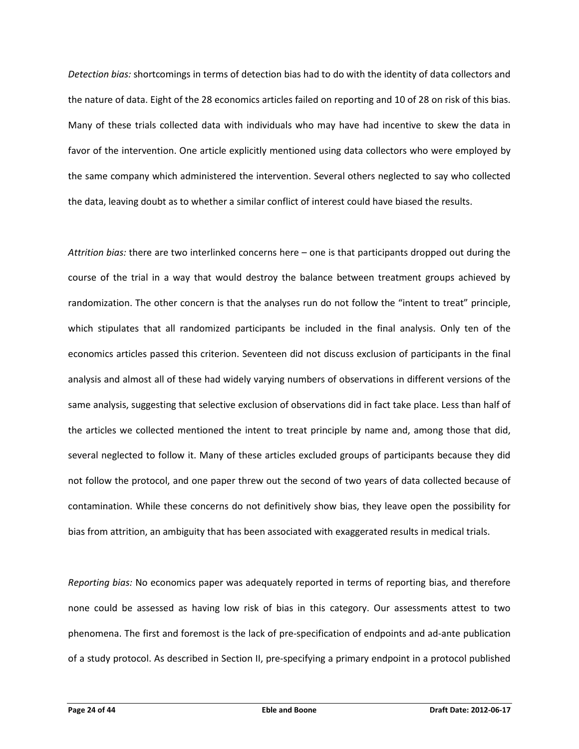*Detection bias:* shortcomings in terms of detection bias had to do with the identity of data collectors and the nature of data. Eight of the 28 economics articles failed on reporting and 10 of 28 on risk of this bias. Many of these trials collected data with individuals who may have had incentive to skew the data in favor of the intervention. One article explicitly mentioned using data collectors who were employed by the same company which administered the intervention. Several others neglected to say who collected the data, leaving doubt as to whether a similar conflict of interest could have biased the results.

*Attrition bias:* there are two interlinked concerns here – one is that participants dropped out during the course of the trial in a way that would destroy the balance between treatment groups achieved by randomization. The other concern is that the analyses run do not follow the "intent to treat" principle, which stipulates that all randomized participants be included in the final analysis. Only ten of the economics articles passed this criterion. Seventeen did not discuss exclusion of participants in the final analysis and almost all of these had widely varying numbers of observations in different versions of the same analysis, suggesting that selective exclusion of observations did in fact take place. Less than half of the articles we collected mentioned the intent to treat principle by name and, among those that did, several neglected to follow it. Many of these articles excluded groups of participants because they did not follow the protocol, and one paper threw out the second of two years of data collected because of contamination. While these concerns do not definitively show bias, they leave open the possibility for bias from attrition, an ambiguity that has been associated with exaggerated results in medical trials.

*Reporting bias:* No economics paper was adequately reported in terms of reporting bias, and therefore none could be assessed as having low risk of bias in this category. Our assessments attest to two phenomena. The first and foremost is the lack of pre-specification of endpoints and ad-ante publication of a study protocol. As described in Section II, pre-specifying a primary endpoint in a protocol published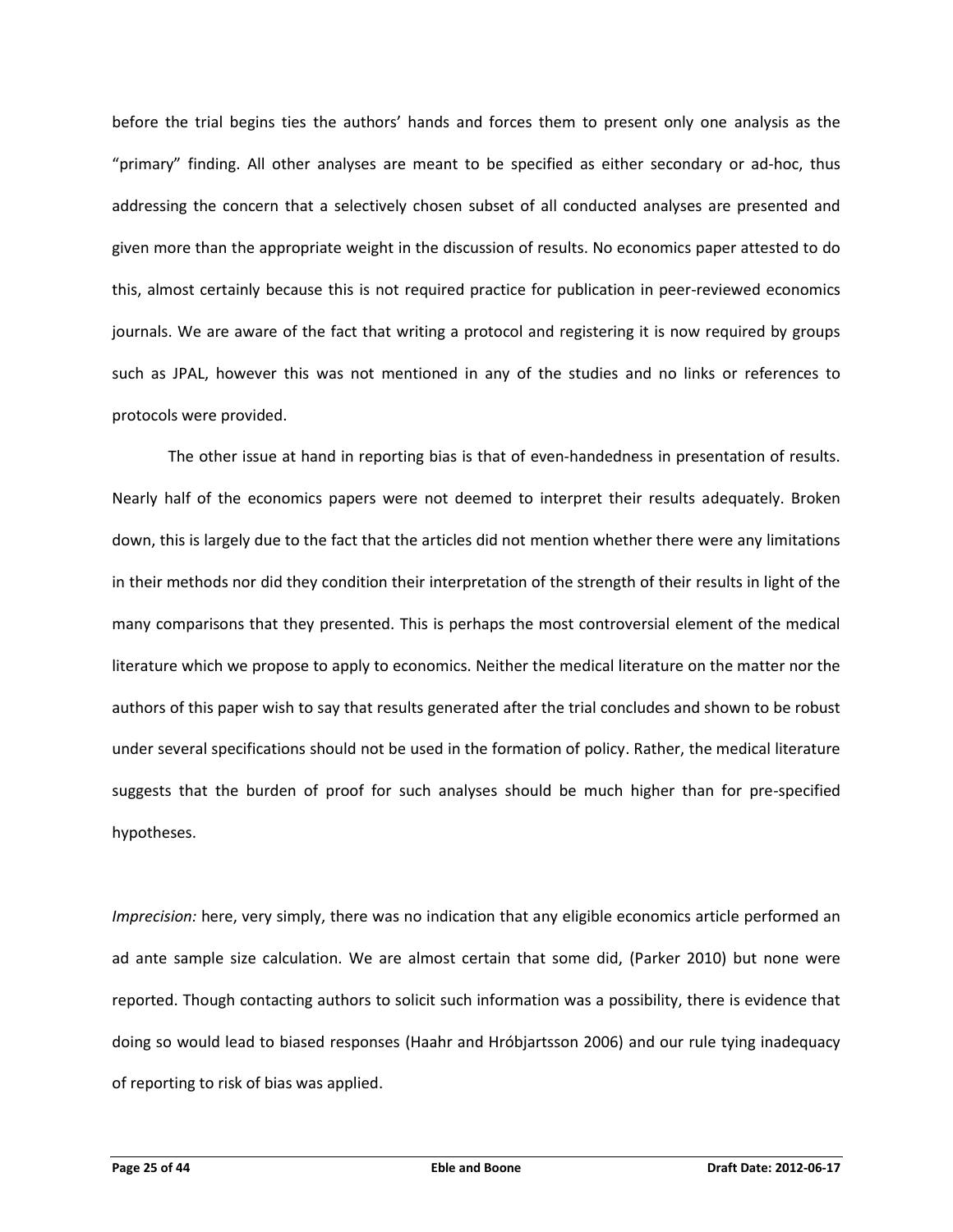before the trial begins ties the authors' hands and forces them to present only one analysis as the "primary" finding. All other analyses are meant to be specified as either secondary or ad-hoc, thus addressing the concern that a selectively chosen subset of all conducted analyses are presented and given more than the appropriate weight in the discussion of results. No economics paper attested to do this, almost certainly because this is not required practice for publication in peer-reviewed economics journals. We are aware of the fact that writing a protocol and registering it is now required by groups such as JPAL, however this was not mentioned in any of the studies and no links or references to protocols were provided.

The other issue at hand in reporting bias is that of even-handedness in presentation of results. Nearly half of the economics papers were not deemed to interpret their results adequately. Broken down, this is largely due to the fact that the articles did not mention whether there were any limitations in their methods nor did they condition their interpretation of the strength of their results in light of the many comparisons that they presented. This is perhaps the most controversial element of the medical literature which we propose to apply to economics. Neither the medical literature on the matter nor the authors of this paper wish to say that results generated after the trial concludes and shown to be robust under several specifications should not be used in the formation of policy. Rather, the medical literature suggests that the burden of proof for such analyses should be much higher than for pre-specified hypotheses.

*Imprecision:* here, very simply, there was no indication that any eligible economics article performed an ad ante sample size calculation. We are almost certain that some did, (Parker 2010) but none were reported. Though contacting authors to solicit such information was a possibility, there is evidence that doing so would lead to biased responses (Haahr and Hróbjartsson 2006) and our rule tying inadequacy of reporting to risk of bias was applied.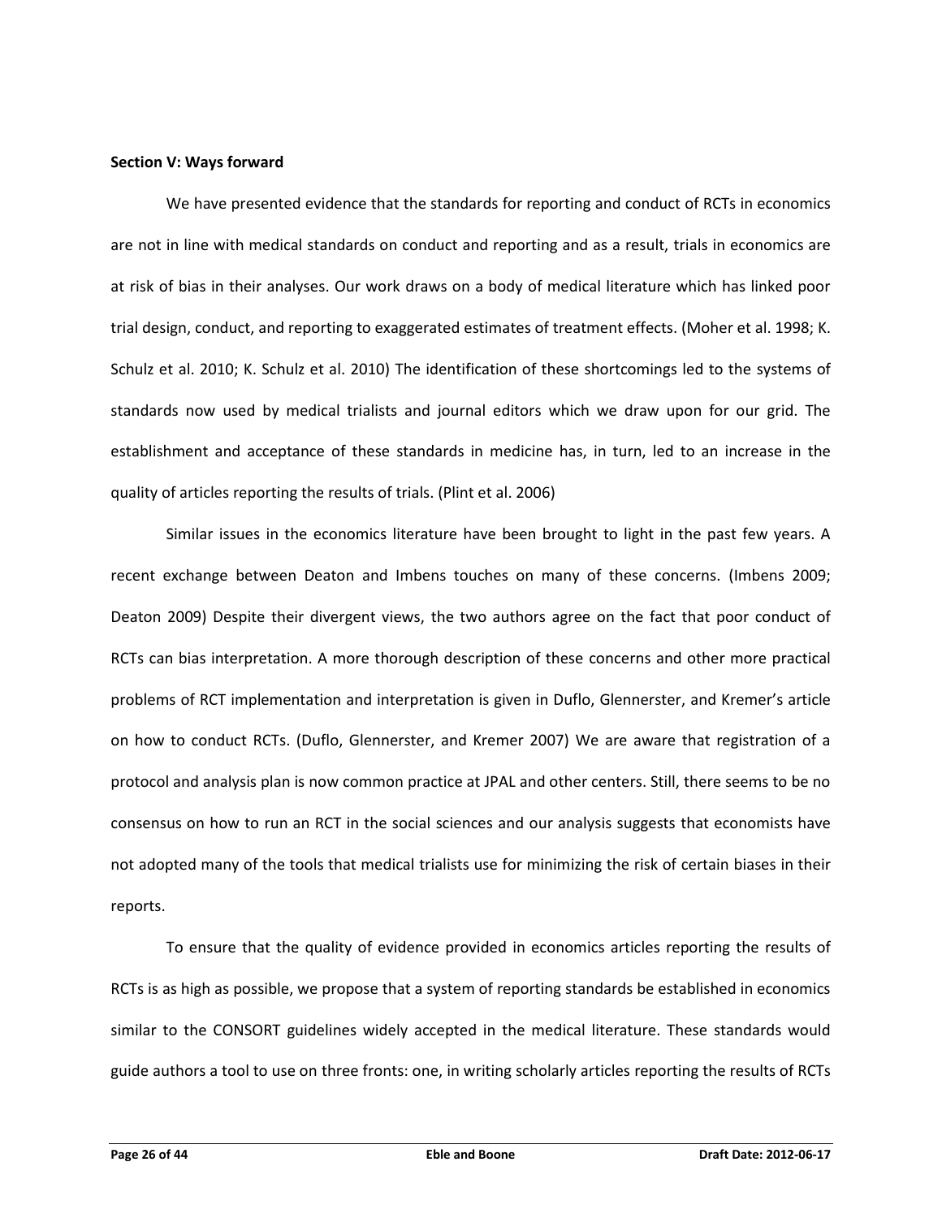**Section V: Ways forward**

We have presented evidence that the standards for reporting and conduct of RCTs in economics are not in line with medical standards on conduct and reporting and as a result, trials in economics are at risk of bias in their analyses. Our work draws on a body of medical literature which has linked poor trial design, conduct, and reporting to exaggerated estimates of treatment effects. (Moher et al. 1998; K. Schulz et al. 2010; K. Schulz et al. 2010) The identification of these shortcomings led to the systems of standards now used by medical trialists and journal editors which we draw upon for our grid. The establishment and acceptance of these standards in medicine has, in turn, led to an increase in the quality of articles reporting the results of trials. (Plint et al. 2006)

Similar issues in the economics literature have been brought to light in the past few years. A recent exchange between Deaton and Imbens touches on many of these concerns. (Imbens 2009; Deaton 2009) Despite their divergent views, the two authors agree on the fact that poor conduct of RCTs can bias interpretation. A more thorough description of these concerns and other more practical problems of RCT implementation and interpretation is given in Duflo, Glennerster, and Kremer's article on how to conduct RCTs. (Duflo, Glennerster, and Kremer 2007) We are aware that registration of a protocol and analysis plan is now common practice at JPAL and other centers. Still, there seems to be no consensus on how to run an RCT in the social sciences and our analysis suggests that economists have not adopted many of the tools that medical trialists use for minimizing the risk of certain biases in their reports.

To ensure that the quality of evidence provided in economics articles reporting the results of RCTs is as high as possible, we propose that a system of reporting standards be established in economics similar to the CONSORT guidelines widely accepted in the medical literature. These standards would guide authors a tool to use on three fronts: one, in writing scholarly articles reporting the results of RCTs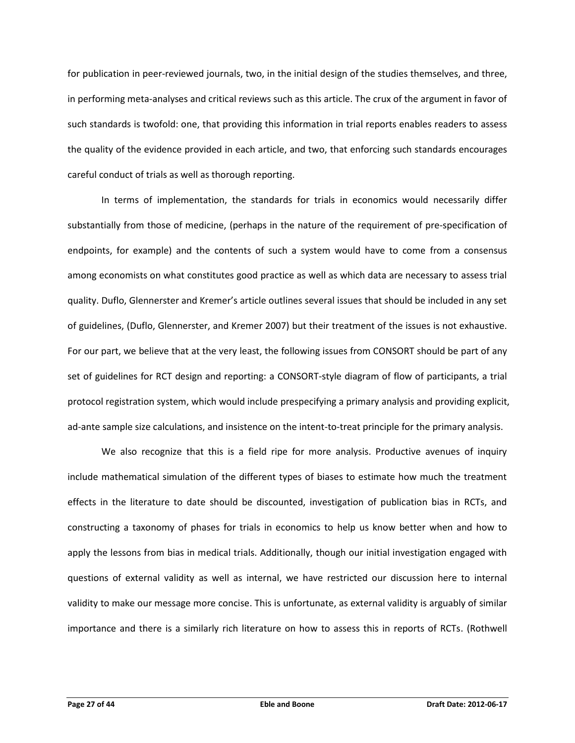for publication in peer-reviewed journals, two, in the initial design of the studies themselves, and three, in performing meta-analyses and critical reviews such as this article. The crux of the argument in favor of such standards is twofold: one, that providing this information in trial reports enables readers to assess the quality of the evidence provided in each article, and two, that enforcing such standards encourages careful conduct of trials as well as thorough reporting.

In terms of implementation, the standards for trials in economics would necessarily differ substantially from those of medicine, (perhaps in the nature of the requirement of pre-specification of endpoints, for example) and the contents of such a system would have to come from a consensus among economists on what constitutes good practice as well as which data are necessary to assess trial quality. Duflo, Glennerster and Kremer's article outlines several issues that should be included in any set of guidelines, (Duflo, Glennerster, and Kremer 2007) but their treatment of the issues is not exhaustive. For our part, we believe that at the very least, the following issues from CONSORT should be part of any set of guidelines for RCT design and reporting: a CONSORT-style diagram of flow of participants, a trial protocol registration system, which would include prespecifying a primary analysis and providing explicit, ad-ante sample size calculations, and insistence on the intent-to-treat principle for the primary analysis.

We also recognize that this is a field ripe for more analysis. Productive avenues of inquiry include mathematical simulation of the different types of biases to estimate how much the treatment effects in the literature to date should be discounted, investigation of publication bias in RCTs, and constructing a taxonomy of phases for trials in economics to help us know better when and how to apply the lessons from bias in medical trials. Additionally, though our initial investigation engaged with questions of external validity as well as internal, we have restricted our discussion here to internal validity to make our message more concise. This is unfortunate, as external validity is arguably of similar importance and there is a similarly rich literature on how to assess this in reports of RCTs. (Rothwell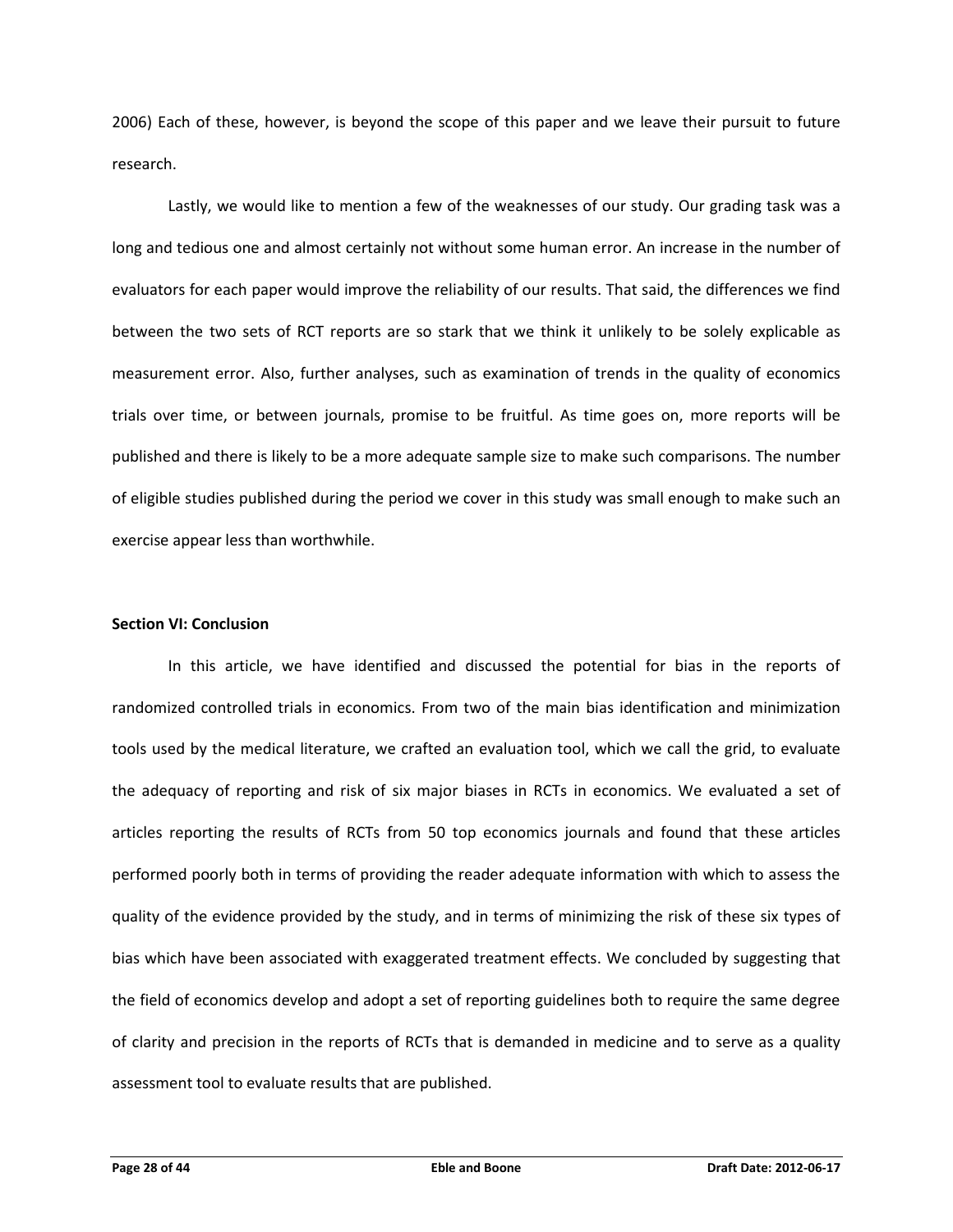2006) Each of these, however, is beyond the scope of this paper and we leave their pursuit to future research.

Lastly, we would like to mention a few of the weaknesses of our study. Our grading task was a long and tedious one and almost certainly not without some human error. An increase in the number of evaluators for each paper would improve the reliability of our results. That said, the differences we find between the two sets of RCT reports are so stark that we think it unlikely to be solely explicable as measurement error. Also, further analyses, such as examination of trends in the quality of economics trials over time, or between journals, promise to be fruitful. As time goes on, more reports will be published and there is likely to be a more adequate sample size to make such comparisons. The number of eligible studies published during the period we cover in this study was small enough to make such an exercise appear less than worthwhile.

## Section VI: Conclusion

In this article, we have identified and discussed the potential for bias in the reports of randomized controlled trials in economics. From two of the main bias identification and minimization tools used by the medical literature, we crafted an evaluation tool, which we call the grid, to evaluate the adequacy of reporting and risk of six major biases in RCTs in economics. We evaluated a set of articles reporting the results of RCTs from 50 top economics journals and found that these articles performed poorly both in terms of providing the reader adequate information with which to assess the quality of the evidence provided by the study, and in terms of minimizing the risk of these six types of bias which have been associated with exaggerated treatment effects. We concluded by suggesting that the field of economics develop and adopt a set of reporting guidelines both to require the same degree of clarity and precision in the reports of RCTs that is demanded in medicine and to serve as a quality assessment tool to evaluate results that are published.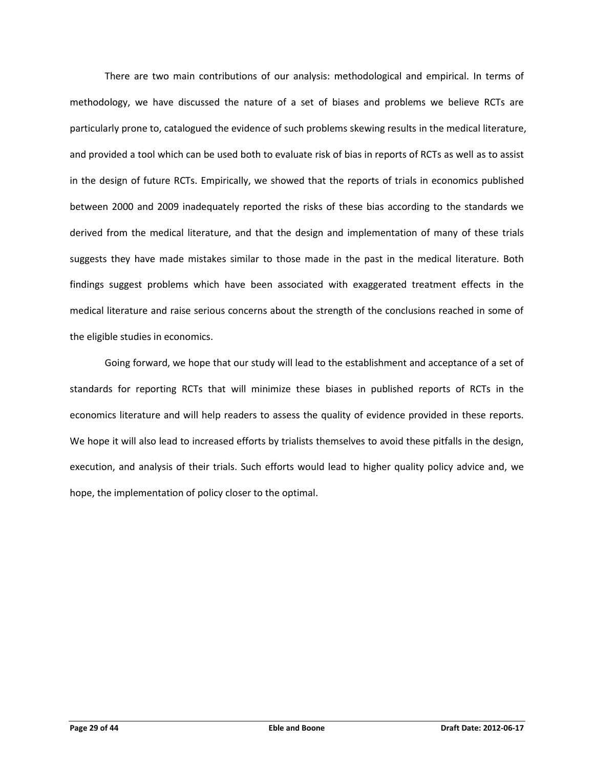There are two main contributions of our analysis: methodological and empirical. In terms of methodology, we have discussed the nature of a set of biases and problems we believe RCTs are particularly prone to, catalogued the evidence of such problems skewing results in the medical literature, and provided a tool which can be used both to evaluate risk of bias in reports of RCTs as well as to assist in the design of future RCTs. Empirically, we showed that the reports of trials in economics published between 2000 and 2009 inadequately reported the risks of these bias according to the standards we derived from the medical literature, and that the design and implementation of many of these trials suggests they have made mistakes similar to those made in the past in the medical literature. Both findings suggest problems which have been associated with exaggerated treatment effects in the medical literature and raise serious concerns about the strength of the conclusions reached in some of the eligible studies in economics.

Going forward, we hope that our study will lead to the establishment and acceptance of a set of standards for reporting RCTs that will minimize these biases in published reports of RCTs in the economics literature and will help readers to assess the quality of evidence provided in these reports. We hope it will also lead to increased efforts by trialists themselves to avoid these pitfalls in the design, execution, and analysis of their trials. Such efforts would lead to higher quality policy advice and, we hope, the implementation of policy closer to the optimal.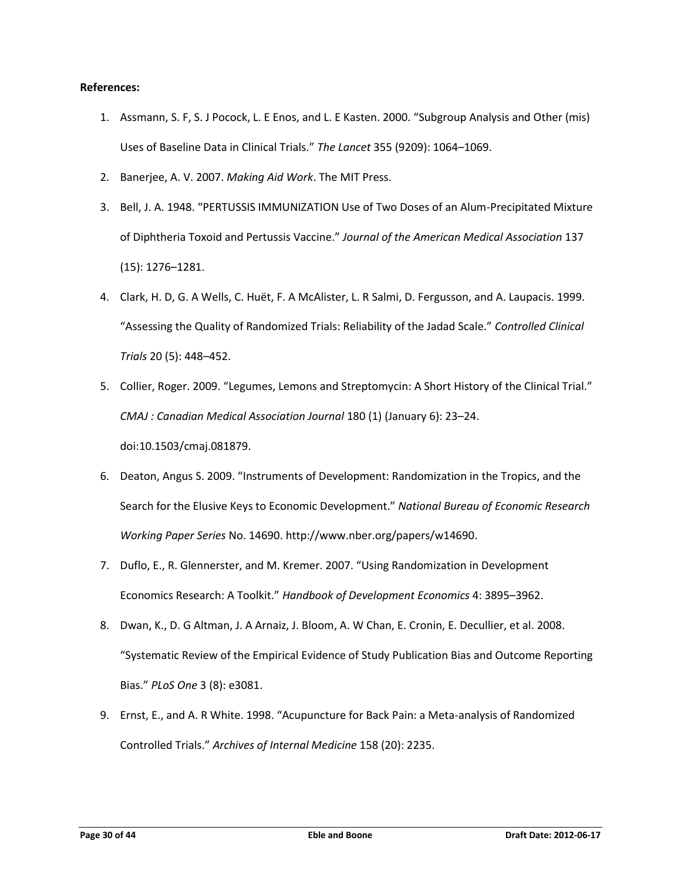**References:**

1. Assmann, S. F, S. J Pocock, L. E Enos, and L. E Kasten. 2000. “Subgroup Analysis and Other (mis) Uses of Baseline Data in Clinical Trials.” *The Lancet* 355 (9209): 1064–1069.
2. Banerjee, A. V. 2007. *Making Aid Work*. The MIT Press.
3. Bell, J. A. 1948. “PERTUSSIS IMMUNIZATION Use of Two Doses of an Alum-Precipitated Mixture of Diphtheria Toxoid and Pertussis Vaccine.” *Journal of the American Medical Association* 137 (15): 1276–1281.
4. Clark, H. D, G. A Wells, C. Huët, F. A McAlister, L. R Salmi, D. Fergusson, and A. Laupacis. 1999. “Assessing the Quality of Randomized Trials: Reliability of the Jadad Scale.” *Controlled Clinical Trials* 20 (5): 448–452.
5. Collier, Roger. 2009. “Legumes, Lemons and Streptomycin: A Short History of the Clinical Trial.” *CMAJ : Canadian Medical Association Journal* 180 (1) (January 6): 23–24. doi:10.1503/cmaj.081879.
6. Deaton, Angus S. 2009. “Instruments of Development: Randomization in the Tropics, and the Search for the Elusive Keys to Economic Development.” *National Bureau of Economic Research Working Paper Series* No. 14690. http://www.nber.org/papers/w14690.
7. Duflo, E., R. Glennerster, and M. Kremer. 2007. “Using Randomization in Development Economics Research: A Toolkit.” *Handbook of Development Economics* 4: 3895–3962.
8. Dwan, K., D. G Altman, J. A Arnaiz, J. Bloom, A. W Chan, E. Cronin, E. Decullier, et al. 2008. “Systematic Review of the Empirical Evidence of Study Publication Bias and Outcome Reporting Bias.” *PLoS One* 3 (8): e3081.
9. Ernst, E., and A. R White. 1998. “Acupuncture for Back Pain: a Meta-analysis of Randomized Controlled Trials.” *Archives of Internal Medicine* 158 (20): 2235.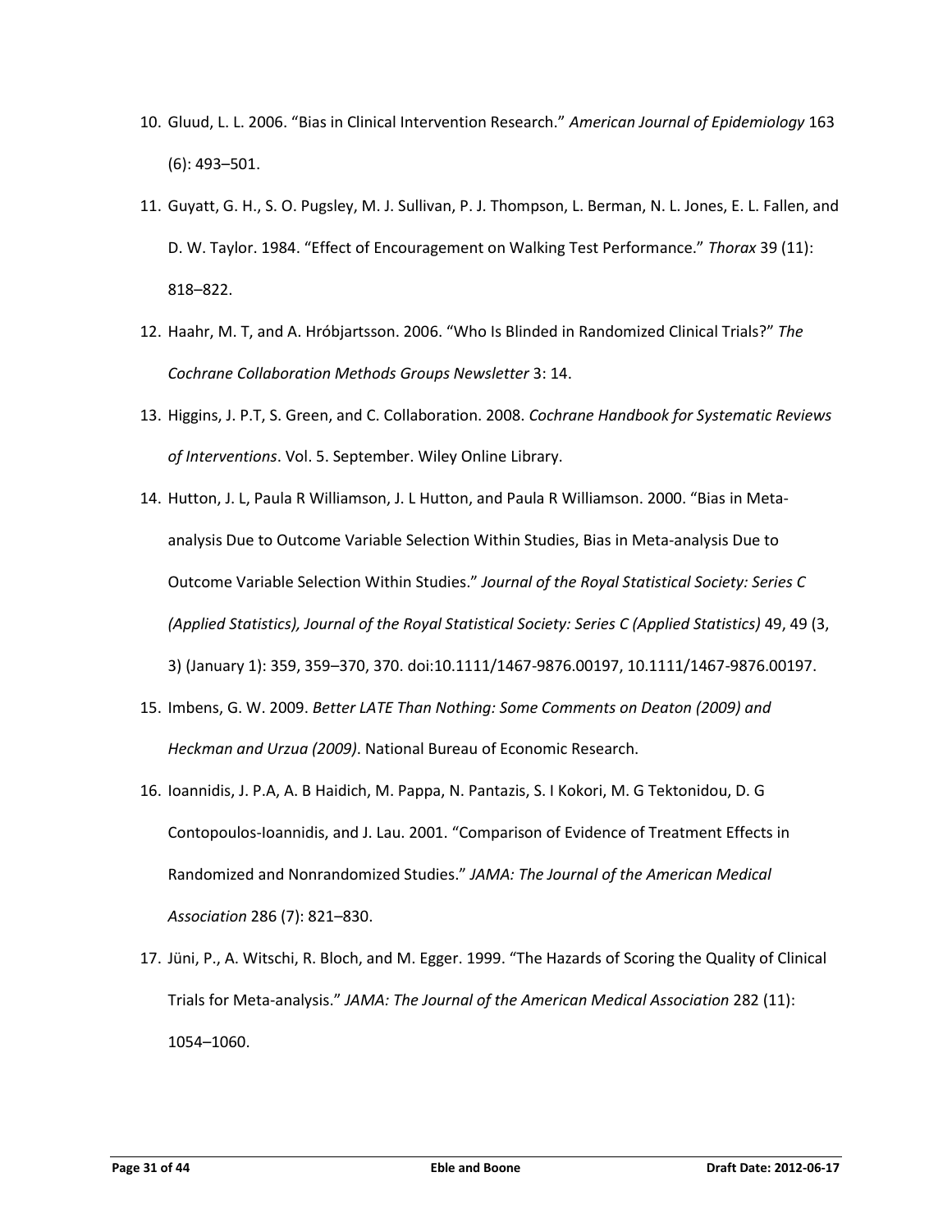10. Gluud, L. L. 2006. “Bias in Clinical Intervention Research.” *American Journal of Epidemiology* 163 (6): 493–501.

11. Guyatt, G. H., S. O. Pugsley, M. J. Sullivan, P. J. Thompson, L. Berman, N. L. Jones, E. L. Fallen, and D. W. Taylor. 1984. “Effect of Encouragement on Walking Test Performance.” *Thorax* 39 (11): 818–822.

12. Haahr, M. T, and A. Hróbjartsson. 2006. “Who Is Blinded in Randomized Clinical Trials?” *The Cochrane Collaboration Methods Groups Newsletter* 3: 14.

13. Higgins, J. P.T, S. Green, and C. Collaboration. 2008. *Cochrane Handbook for Systematic Reviews of Interventions*. Vol. 5. September. Wiley Online Library.

14. Hutton, J. L, Paula R Williamson, J. L Hutton, and Paula R Williamson. 2000. “Bias in Meta-analysis Due to Outcome Variable Selection Within Studies, Bias in Meta-analysis Due to Outcome Variable Selection Within Studies.” *Journal of the Royal Statistical Society: Series C (Applied Statistics), Journal of the Royal Statistical Society: Series C (Applied Statistics)* 49, 49 (3, 3) (January 1): 359, 359–370, 370. doi:10.1111/1467-9876.00197, 10.1111/1467-9876.00197.

15. Imbens, G. W. 2009. *Better LATE Than Nothing: Some Comments on Deaton (2009) and Heckman and Urzua (2009)*. National Bureau of Economic Research.

16. Ioannidis, J. P.A, A. B Haidich, M. Pappa, N. Pantazis, S. I Kokori, M. G Tektonidou, D. G Contopoulos-Ioannidis, and J. Lau. 2001. “Comparison of Evidence of Treatment Effects in Randomized and Nonrandomized Studies.” *JAMA: The Journal of the American Medical Association* 286 (7): 821–830.

17. Jüni, P., A. Witschi, R. Bloch, and M. Egger. 1999. “The Hazards of Scoring the Quality of Clinical Trials for Meta-analysis.” *JAMA: The Journal of the American Medical Association* 282 (11): 1054–1060.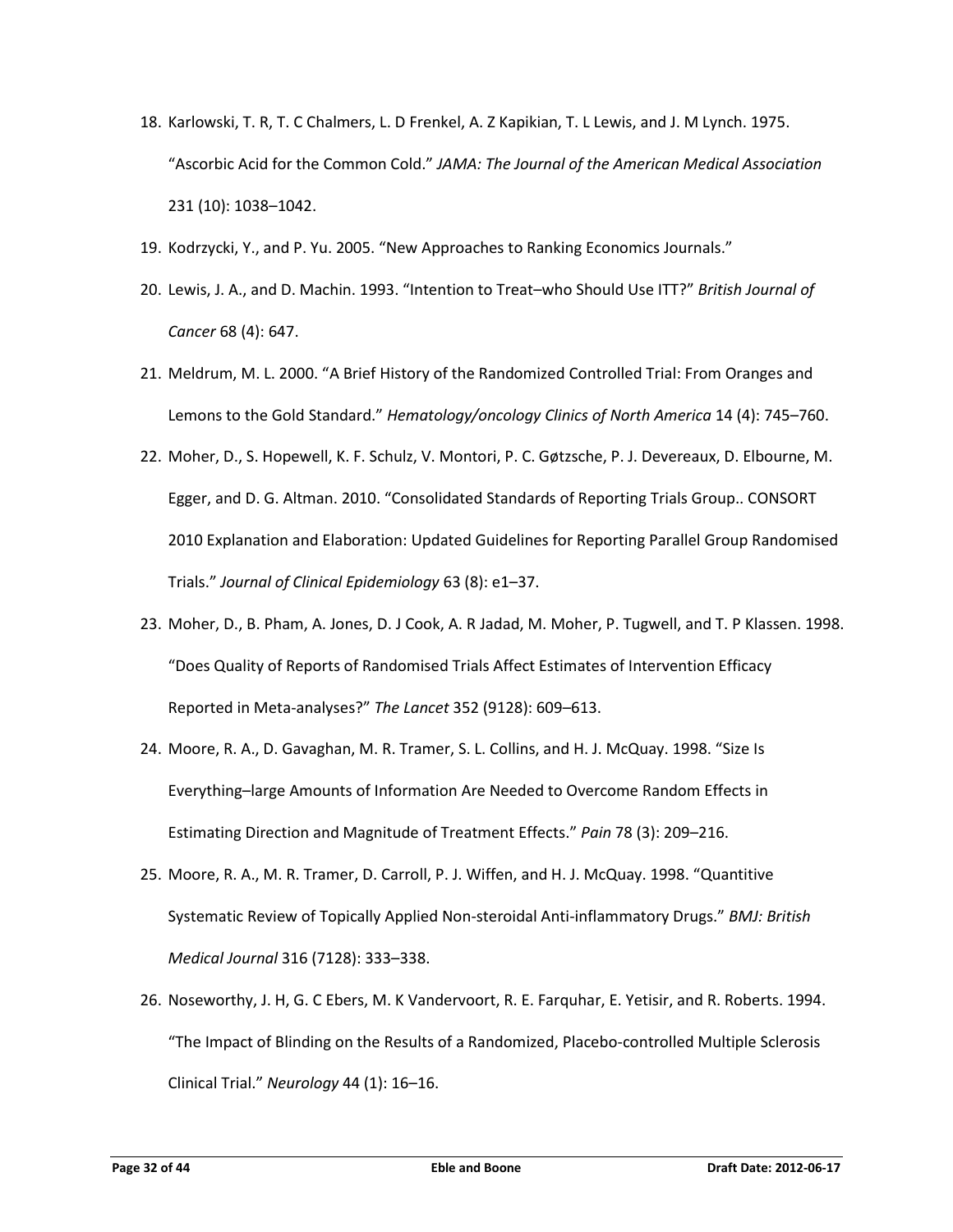18. Karlowski, T. R, T. C Chalmers, L. D Frenkel, A. Z Kapikian, T. L Lewis, and J. M Lynch. 1975. "Ascorbic Acid for the Common Cold." *JAMA: The Journal of the American Medical Association* 231 (10): 1038–1042.
19. Kodrzycki, Y., and P. Yu. 2005. "New Approaches to Ranking Economics Journals."
20. Lewis, J. A., and D. Machin. 1993. "Intention to Treat–who Should Use ITT?" *British Journal of Cancer* 68 (4): 647.
21. Meldrum, M. L. 2000. "A Brief History of the Randomized Controlled Trial: From Oranges and Lemons to the Gold Standard." *Hematology/oncology Clinics of North America* 14 (4): 745–760.
22. Moher, D., S. Hopewell, K. F. Schulz, V. Montori, P. C. Gøtzsche, P. J. Devereaux, D. Elbourne, M. Egger, and D. G. Altman. 2010. "Consolidated Standards of Reporting Trials Group.. CONSORT 2010 Explanation and Elaboration: Updated Guidelines for Reporting Parallel Group Randomised Trials." *Journal of Clinical Epidemiology* 63 (8): e1–37.
23. Moher, D., B. Pham, A. Jones, D. J Cook, A. R Jadad, M. Moher, P. Tugwell, and T. P Klassen. 1998. "Does Quality of Reports of Randomised Trials Affect Estimates of Intervention Efficacy Reported in Meta-analyses?" *The Lancet* 352 (9128): 609–613.
24. Moore, R. A., D. Gavaghan, M. R. Tramer, S. L. Collins, and H. J. McQuay. 1998. "Size Is Everything–large Amounts of Information Are Needed to Overcome Random Effects in Estimating Direction and Magnitude of Treatment Effects." *Pain* 78 (3): 209–216.
25. Moore, R. A., M. R. Tramer, D. Carroll, P. J. Wiffen, and H. J. McQuay. 1998. "Quantitive Systematic Review of Topically Applied Non-steroidal Anti-inflammatory Drugs." *BMJ: British Medical Journal* 316 (7128): 333–338.
26. Noseworthy, J. H, G. C Ebers, M. K Vandervoort, R. E. Farquhar, E. Yetisir, and R. Roberts. 1994. "The Impact of Blinding on the Results of a Randomized, Placebo-controlled Multiple Sclerosis Clinical Trial." *Neurology* 44 (1): 16–16.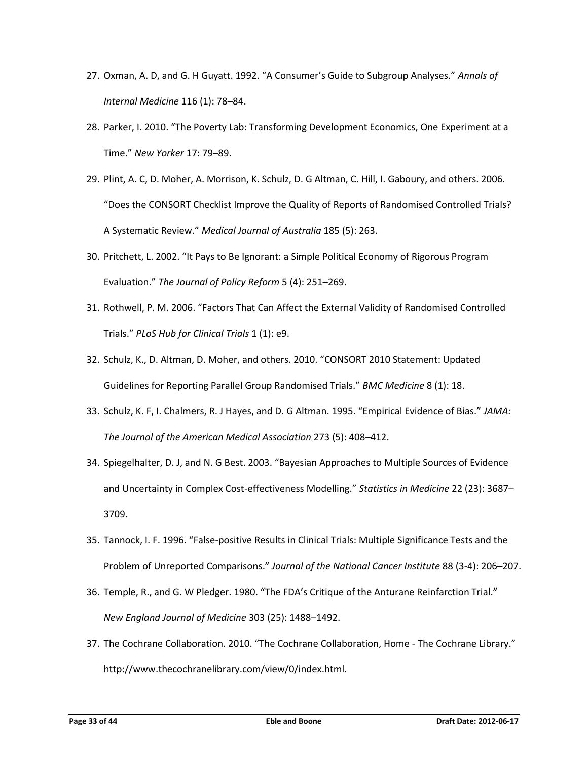27. Oxman, A. D, and G. H Guyatt. 1992. "A Consumer's Guide to Subgroup Analyses." *Annals of Internal Medicine* 116 (1): 78–84.

28. Parker, I. 2010. "The Poverty Lab: Transforming Development Economics, One Experiment at a Time." *New Yorker* 17: 79–89.

29. Plint, A. C, D. Moher, A. Morrison, K. Schulz, D. G Altman, C. Hill, I. Gaboury, and others. 2006. "Does the CONSORT Checklist Improve the Quality of Reports of Randomised Controlled Trials? A Systematic Review." *Medical Journal of Australia* 185 (5): 263.

30. Pritchett, L. 2002. "It Pays to Be Ignorant: a Simple Political Economy of Rigorous Program Evaluation." *The Journal of Policy Reform* 5 (4): 251–269.

31. Rothwell, P. M. 2006. "Factors That Can Affect the External Validity of Randomised Controlled Trials." *PLoS Hub for Clinical Trials* 1 (1): e9.

32. Schulz, K., D. Altman, D. Moher, and others. 2010. "CONSORT 2010 Statement: Updated Guidelines for Reporting Parallel Group Randomised Trials." *BMC Medicine* 8 (1): 18.

33. Schulz, K. F, I. Chalmers, R. J Hayes, and D. G Altman. 1995. "Empirical Evidence of Bias." *JAMA: The Journal of the American Medical Association* 273 (5): 408–412.

34. Spiegelhalter, D. J, and N. G Best. 2003. "Bayesian Approaches to Multiple Sources of Evidence and Uncertainty in Complex Cost-effectiveness Modelling." *Statistics in Medicine* 22 (23): 3687–3709.

35. Tannock, I. F. 1996. "False-positive Results in Clinical Trials: Multiple Significance Tests and the Problem of Unreported Comparisons." *Journal of the National Cancer Institute* 88 (3-4): 206–207.

36. Temple, R., and G. W Pledger. 1980. "The FDA's Critique of the Anturane Reinfarction Trial." *New England Journal of Medicine* 303 (25): 1488–1492.

37. The Cochrane Collaboration. 2010. "The Cochrane Collaboration, Home - The Cochrane Library." http://www.thecochranelibrary.com/view/0/index.html.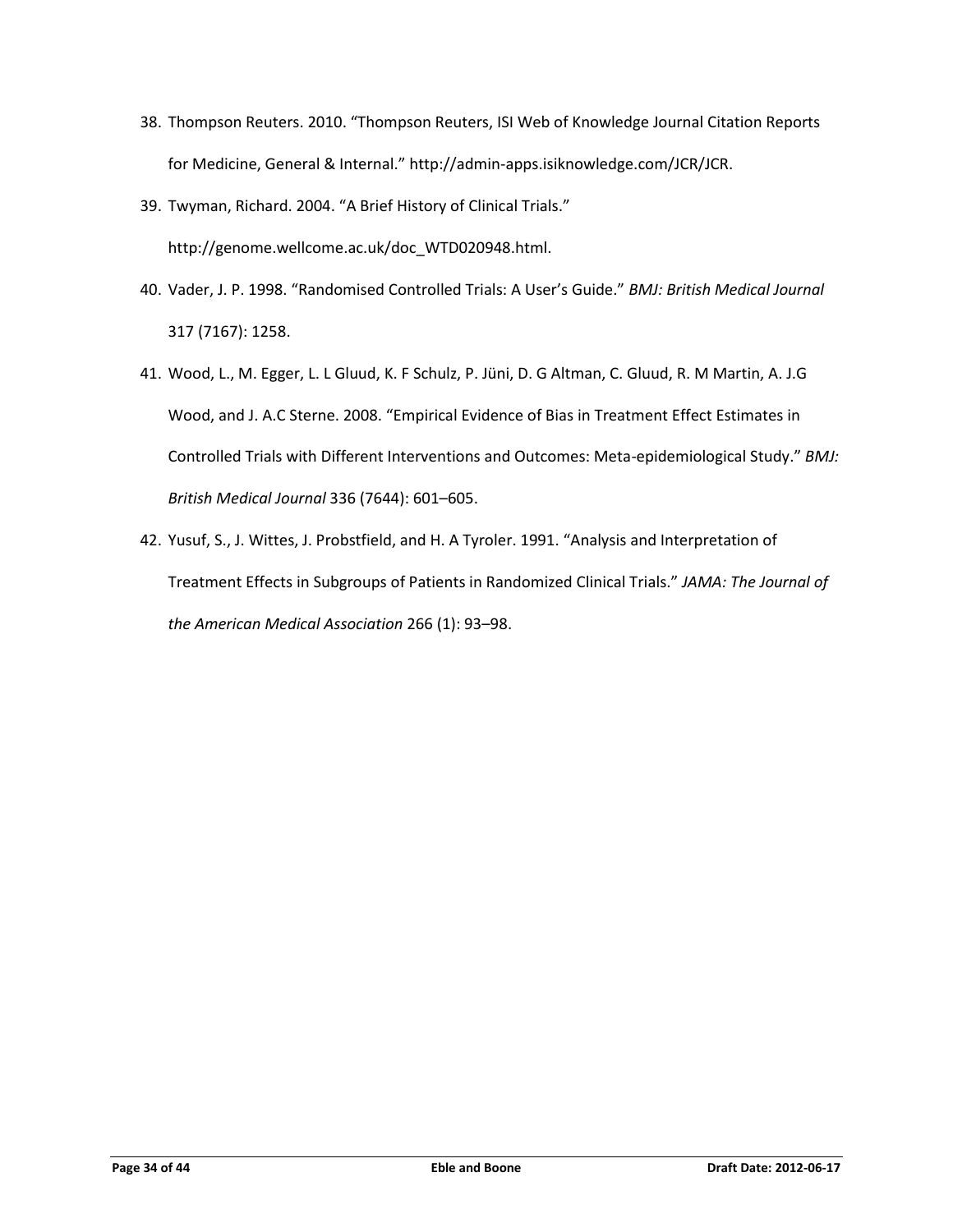38. Thompson Reuters. 2010. "Thompson Reuters, ISI Web of Knowledge Journal Citation Reports for Medicine, General & Internal." http://admin-apps.isiknowledge.com/JCR/JCR.
39. Twyman, Richard. 2004. "A Brief History of Clinical Trials." http://genome.wellcome.ac.uk/doc_WTD020948.html.
40. Vader, J. P. 1998. "Randomised Controlled Trials: A User's Guide." *BMJ: British Medical Journal* 317 (7167): 1258.
41. Wood, L., M. Egger, L. L Gluud, K. F Schulz, P. Jüni, D. G Altman, C. Gluud, R. M Martin, A. J.G Wood, and J. A.C Sterne. 2008. "Empirical Evidence of Bias in Treatment Effect Estimates in Controlled Trials with Different Interventions and Outcomes: Meta-epidemiological Study." *BMJ: British Medical Journal* 336 (7644): 601–605.
42. Yusuf, S., J. Wittes, J. Probstfield, and H. A Tyroler. 1991. "Analysis and Interpretation of Treatment Effects in Subgroups of Patients in Randomized Clinical Trials." *JAMA: The Journal of the American Medical Association* 266 (1): 93–98.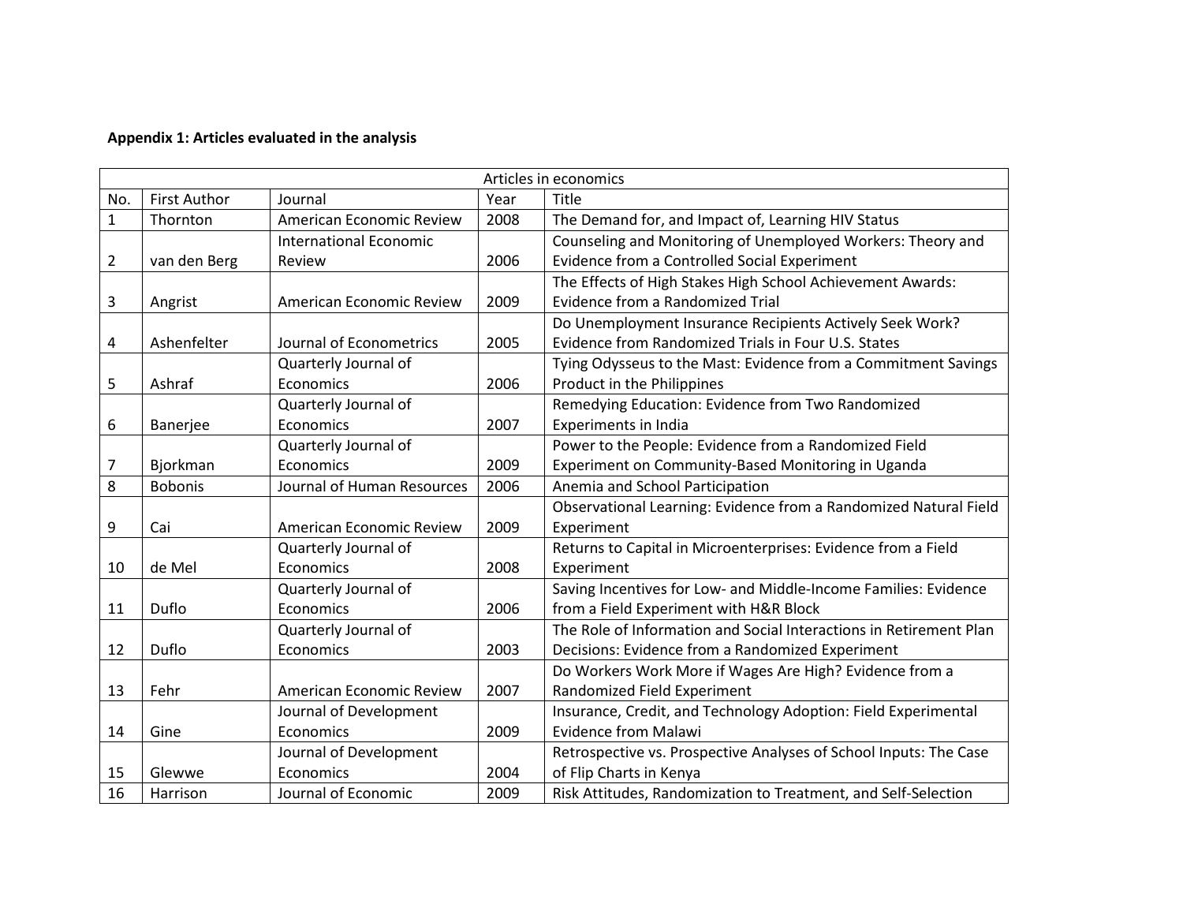**Appendix 1: Articles evaluated in the analysis**

| Articles in economics | | | | |
|---|---|---|---|---|
| No. | First Author | Journal | Year | Title |
| 1 | Thornton | American Economic Review | 2008 | The Demand for, and Impact of, Learning HIV Status |
| 2 | van den Berg | International Economic Review | 2006 | Counseling and Monitoring of Unemployed Workers: Theory and Evidence from a Controlled Social Experiment |
| 3 | Angrist | American Economic Review | 2009 | The Effects of High Stakes High School Achievement Awards: Evidence from a Randomized Trial |
| 4 | Ashenfelter | Journal of Econometrics | 2005 | Do Unemployment Insurance Recipients Actively Seek Work? Evidence from Randomized Trials in Four U.S. States |
| 5 | Ashraf | Quarterly Journal of Economics | 2006 | Tying Odysseus to the Mast: Evidence from a Commitment Savings Product in the Philippines |
| 6 | Banerjee | Quarterly Journal of Economics | 2007 | Remedying Education: Evidence from Two Randomized Experiments in India |
| 7 | Bjorkman | Quarterly Journal of Economics | 2009 | Power to the People: Evidence from a Randomized Field Experiment on Community-Based Monitoring in Uganda |
| 8 | Bobonis | Journal of Human Resources | 2006 | Anemia and School Participation |
| 9 | Cai | American Economic Review | 2009 | Observational Learning: Evidence from a Randomized Natural Field Experiment |
| 10 | de Mel | Quarterly Journal of Economics | 2008 | Returns to Capital in Microenterprises: Evidence from a Field Experiment |
| 11 | Duflo | Quarterly Journal of Economics | 2006 | Saving Incentives for Low- and Middle-Income Families: Evidence from a Field Experiment with H&R Block |
| 12 | Duflo | Quarterly Journal of Economics | 2003 | The Role of Information and Social Interactions in Retirement Plan Decisions: Evidence from a Randomized Experiment |
| 13 | Fehr | American Economic Review | 2007 | Do Workers Work More if Wages Are High? Evidence from a Randomized Field Experiment |
| 14 | Gine | Journal of Development Economics | 2009 | Insurance, Credit, and Technology Adoption: Field Experimental Evidence from Malawi |
| 15 | Glewwe | Journal of Development Economics | 2004 | Retrospective vs. Prospective Analyses of School Inputs: The Case of Flip Charts in Kenya |
| 16 | Harrison | Journal of Economic | 2009 | Risk Attitudes, Randomization to Treatment, and Self-Selection |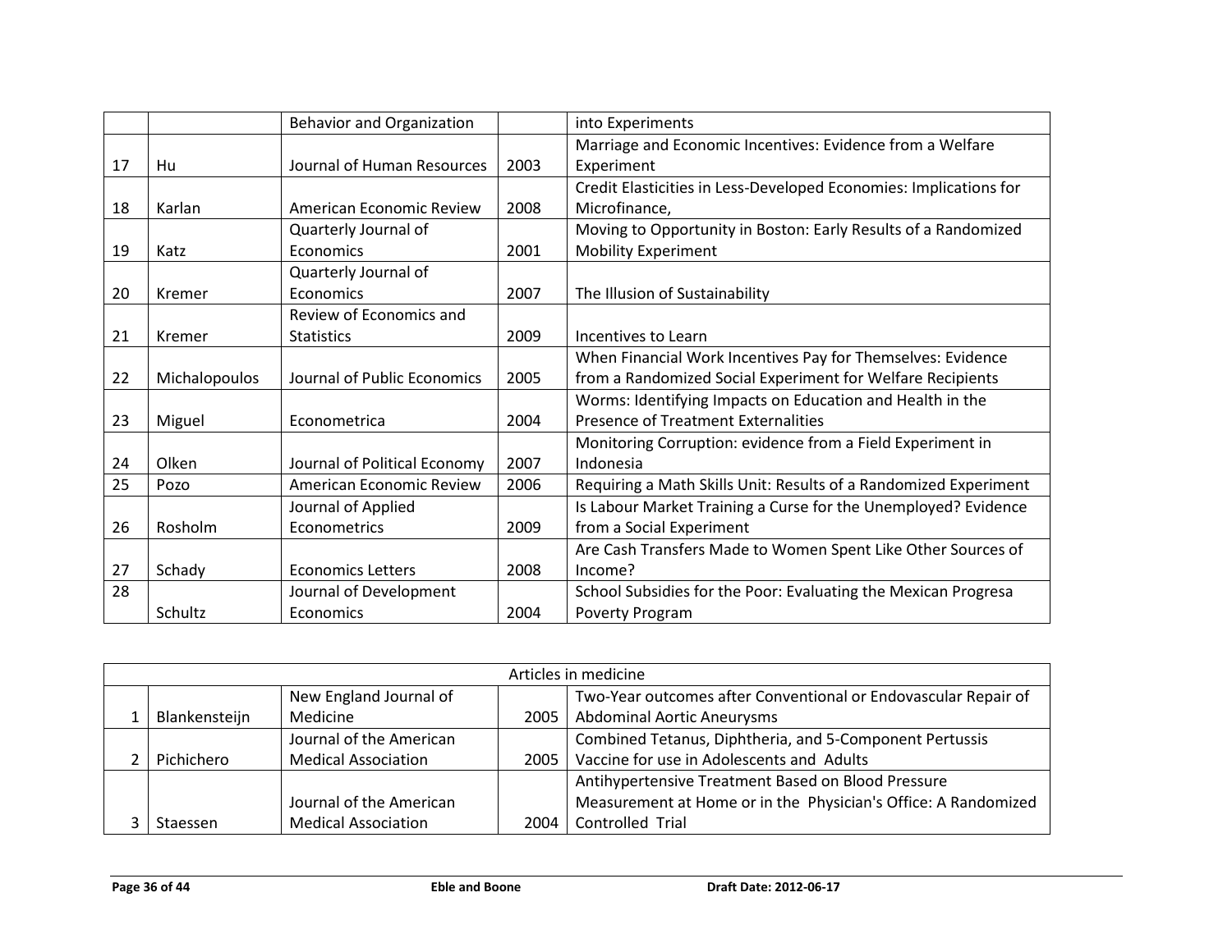| | | | | |
|---|---|---|---|---|
| | | Behavior and Organization | | into Experiments |
| 17 | Hu | Journal of Human Resources | 2003 | Marriage and Economic Incentives: Evidence from a Welfare Experiment |
| 18 | Karlan | American Economic Review | 2008 | Credit Elasticities in Less-Developed Economies: Implications for Microfinance, |
| 19 | Katz | Quarterly Journal of Economics | 2001 | Moving to Opportunity in Boston: Early Results of a Randomized Mobility Experiment |
| 20 | Kremer | Quarterly Journal of Economics | 2007 | The Illusion of Sustainability |
| 21 | Kremer | Review of Economics and Statistics | 2009 | Incentives to Learn |
| 22 | Michalopoulos | Journal of Public Economics | 2005 | When Financial Work Incentives Pay for Themselves: Evidence from a Randomized Social Experiment for Welfare Recipients |
| 23 | Miguel | Econometrica | 2004 | Worms: Identifying Impacts on Education and Health in the Presence of Treatment Externalities |
| 24 | Olken | Journal of Political Economy | 2007 | Monitoring Corruption: evidence from a Field Experiment in Indonesia |
| 25 | Pozo | American Economic Review | 2006 | Requiring a Math Skills Unit: Results of a Randomized Experiment |
| 26 | Rosholm | Journal of Applied Econometrics | 2009 | Is Labour Market Training a Curse for the Unemployed? Evidence from a Social Experiment |
| 27 | Schady | Economics Letters | 2008 | Are Cash Transfers Made to Women Spent Like Other Sources of Income? |
| 28 | Schultz | Journal of Development Economics | 2004 | School Subsidies for the Poor: Evaluating the Mexican Progresa Poverty Program |

| Articles in medicine | | | | |
|---|---|---|---|---|
| 1 | Blankensteijn | New England Journal of Medicine | 2005 | Two-Year outcomes after Conventional or Endovascular Repair of Abdominal Aortic Aneurysms |
| 2 | Pichichero | Journal of the American Medical Association | 2005 | Combined Tetanus, Diphtheria, and 5-Component Pertussis Vaccine for use in Adolescents and Adults |
| 3 | Staessen | Journal of the American Medical Association | 2004 | Antihypertensive Treatment Based on Blood Pressure Measurement at Home or in the Physician's Office: A Randomized Controlled Trial |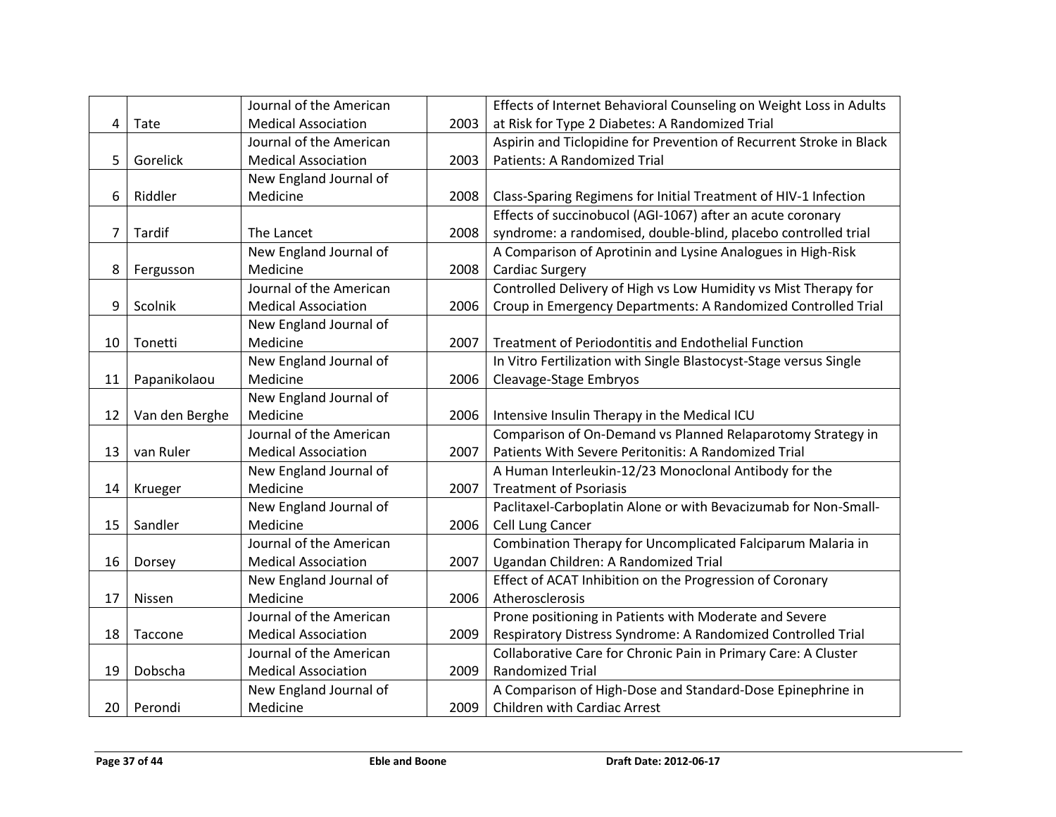| | | | | |
|---|---|---|---|---|
| 4 | Tate | Journal of the American Medical Association | 2003 | Effects of Internet Behavioral Counseling on Weight Loss in Adults at Risk for Type 2 Diabetes: A Randomized Trial |
| 5 | Gorelick | Journal of the American Medical Association | 2003 | Aspirin and Ticlopidine for Prevention of Recurrent Stroke in Black Patients: A Randomized Trial |
| 6 | Riddler | New England Journal of Medicine | 2008 | Class-Sparing Regimens for Initial Treatment of HIV-1 Infection |
| 7 | Tardif | The Lancet | 2008 | Effects of succinobucol (AGI-1067) after an acute coronary syndrome: a randomised, double-blind, placebo controlled trial |
| 8 | Fergusson | New England Journal of Medicine | 2008 | A Comparison of Aprotinin and Lysine Analogues in High-Risk Cardiac Surgery |
| 9 | Scolnik | Journal of the American Medical Association | 2006 | Controlled Delivery of High vs Low Humidity vs Mist Therapy for Croup in Emergency Departments: A Randomized Controlled Trial |
| 10 | Tonetti | New England Journal of Medicine | 2007 | Treatment of Periodontitis and Endothelial Function |
| 11 | Papanikolaou | New England Journal of Medicine | 2006 | In Vitro Fertilization with Single Blastocyst-Stage versus Single Cleavage-Stage Embryos |
| 12 | Van den Berghe | New England Journal of Medicine | 2006 | Intensive Insulin Therapy in the Medical ICU |
| 13 | van Ruler | Journal of the American Medical Association | 2007 | Comparison of On-Demand vs Planned Relaparotomy Strategy in Patients With Severe Peritonitis: A Randomized Trial |
| 14 | Krueger | New England Journal of Medicine | 2007 | A Human Interleukin-12/23 Monoclonal Antibody for the Treatment of Psoriasis |
| 15 | Sandler | New England Journal of Medicine | 2006 | Paclitaxel-Carboplatin Alone or with Bevacizumab for Non-Small-Cell Lung Cancer |
| 16 | Dorsey | Journal of the American Medical Association | 2007 | Combination Therapy for Uncomplicated Falciparum Malaria in Ugandan Children: A Randomized Trial |
| 17 | Nissen | New England Journal of Medicine | 2006 | Effect of ACAT Inhibition on the Progression of Coronary Atherosclerosis |
| 18 | Taccone | Journal of the American Medical Association | 2009 | Prone positioning in Patients with Moderate and Severe Respiratory Distress Syndrome: A Randomized Controlled Trial |
| 19 | Dobscha | Journal of the American Medical Association | 2009 | Collaborative Care for Chronic Pain in Primary Care: A Cluster Randomized Trial |
| 20 | Perondi | New England Journal of Medicine | 2009 | A Comparison of High-Dose and Standard-Dose Epinephrine in Children with Cardiac Arrest |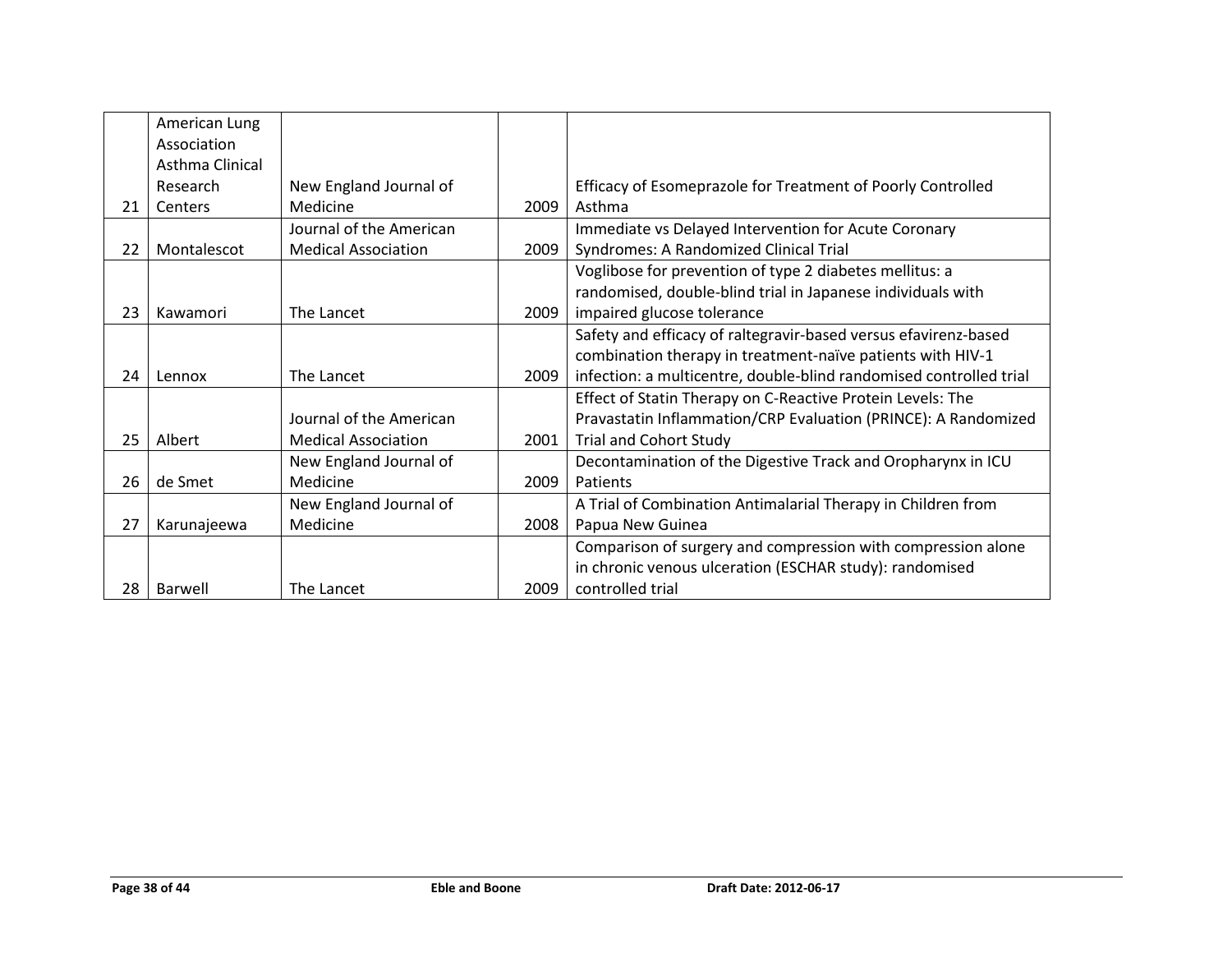| | | | | |
|---|---|---|---|---|
| 21 | American Lung Association Asthma Clinical Research Centers | New England Journal of Medicine | 2009 | Efficacy of Esomeprazole for Treatment of Poorly Controlled Asthma |
| 22 | Montalescot | Journal of the American Medical Association | 2009 | Immediate vs Delayed Intervention for Acute Coronary Syndromes: A Randomized Clinical Trial |
| 23 | Kawamori | The Lancet | 2009 | Voglibose for prevention of type 2 diabetes mellitus: a randomised, double-blind trial in Japanese individuals with impaired glucose tolerance |
| 24 | Lennox | The Lancet | 2009 | Safety and efficacy of raltegravir-based versus efavirenz-based combination therapy in treatment-naïve patients with HIV-1 infection: a multicentre, double-blind randomised controlled trial |
| 25 | Albert | Journal of the American Medical Association | 2001 | Effect of Statin Therapy on C-Reactive Protein Levels: The Pravastatin Inflammation/CRP Evaluation (PRINCE): A Randomized Trial and Cohort Study |
| 26 | de Smet | New England Journal of Medicine | 2009 | Decontamination of the Digestive Track and Oropharynx in ICU Patients |
| 27 | Karunajeewa | New England Journal of Medicine | 2008 | A Trial of Combination Antimalarial Therapy in Children from Papua New Guinea |
| 28 | Barwell | The Lancet | 2009 | Comparison of surgery and compression with compression alone in chronic venous ulceration (ESCHAR study): randomised controlled trial |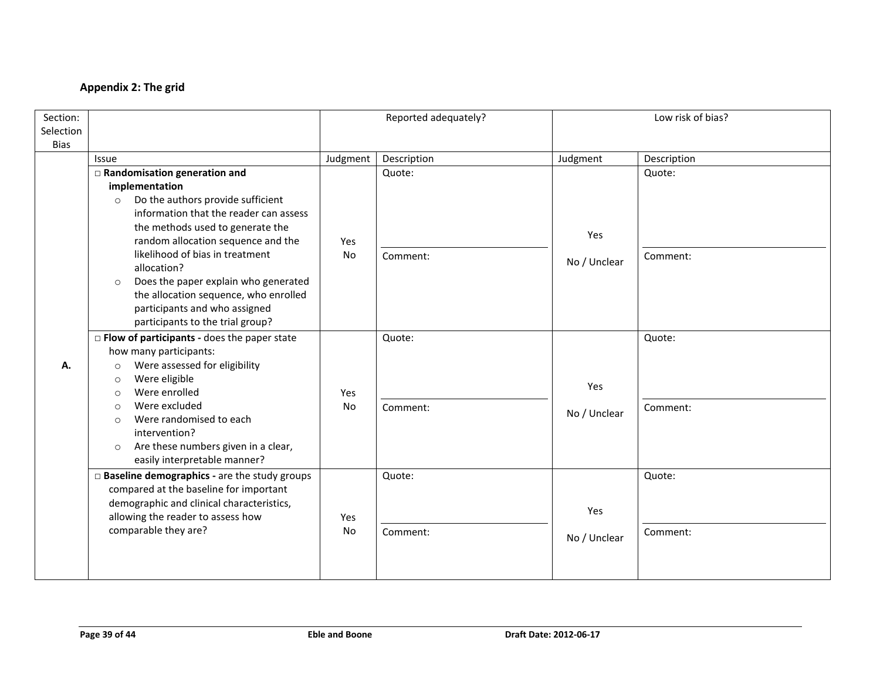**Appendix 2: The grid**

| Section: Selection Bias | | Reported adequately? | | Low risk of bias? | |
|---|---|---|---|---|---|
| | Issue | Judgment | Description | Judgment | Description |
| A. | □ **Randomisation generation and implementation**<br>○ Do the authors provide sufficient information that the reader can assess the methods used to generate the random allocation sequence and the likelihood of bias in treatment allocation?<br>○ Does the paper explain who generated the allocation sequence, who enrolled participants and who assigned participants to the trial group? | Yes<br>No | Quote:<br><br>Comment: | Yes<br><br>No / Unclear | Quote:<br><br>Comment: |
| | □ **Flow of participants -** does the paper state how many participants:<br>○ Were assessed for eligibility<br>○ Were eligible<br>○ Were enrolled<br>○ Were excluded<br>○ Were randomised to each intervention?<br>○ Are these numbers given in a clear, easily interpretable manner? | Yes<br>No | Quote:<br><br>Comment: | Yes<br><br>No / Unclear | Quote:<br><br>Comment: |
| | □ **Baseline demographics -** are the study groups compared at the baseline for important demographic and clinical characteristics, allowing the reader to assess how comparable they are? | Yes<br>No | Quote:<br><br>Comment: | Yes<br><br>No / Unclear | Quote:<br><br>Comment: |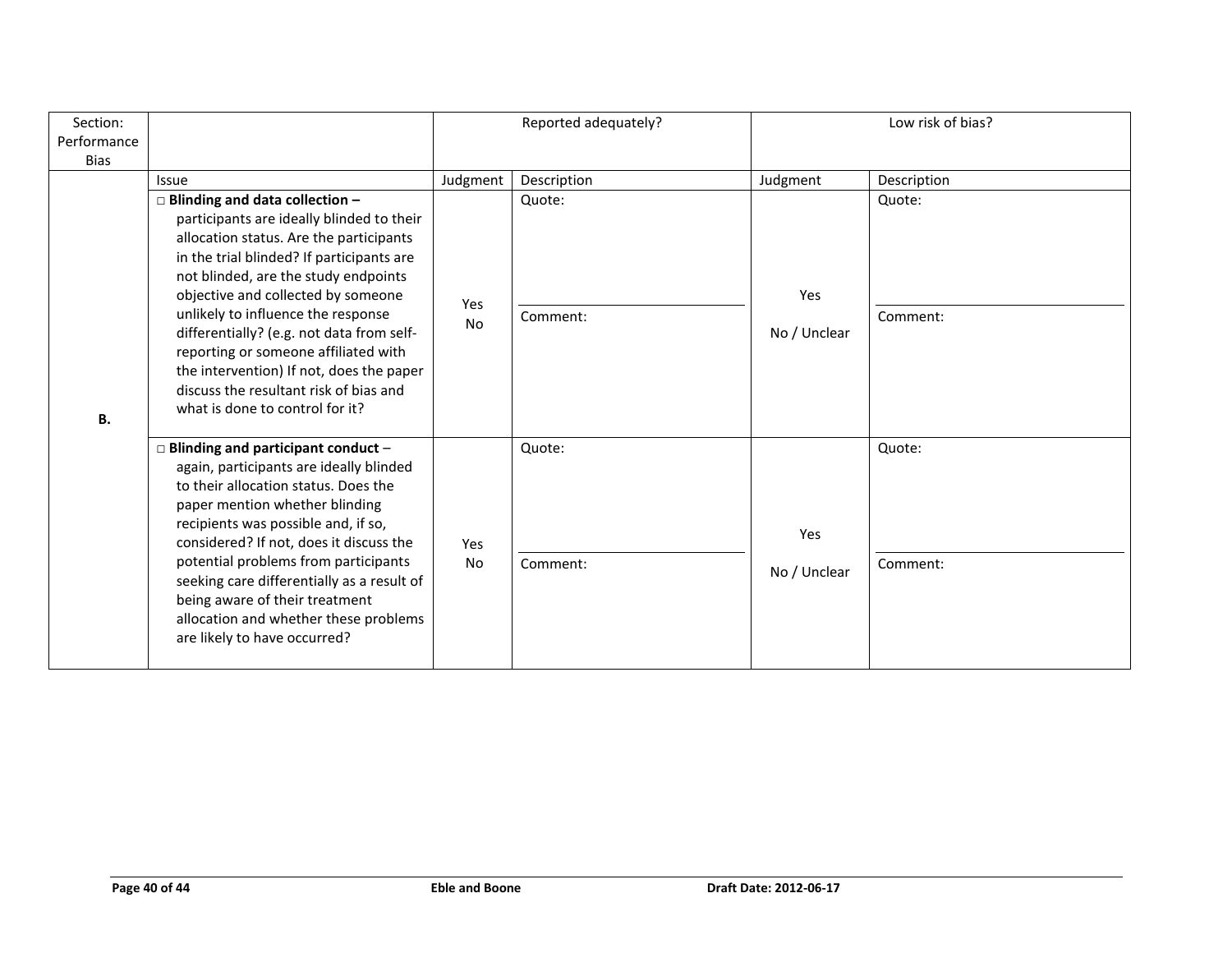| Section: Performance Bias | | Reported adequately? | | Low risk of bias? | |
|---|---|---|---|---|---|
| | Issue | Judgment | Description | Judgment | Description |
| B. | □ **Blinding and data collection –** participants are ideally blinded to their allocation status. Are the participants in the trial blinded? If participants are not blinded, are the study endpoints objective and collected by someone unlikely to influence the response differentially? (e.g. not data from self-reporting or someone affiliated with the intervention) If not, does the paper discuss the resultant risk of bias and what is done to control for it? | Yes<br>No | Quote:<br><br>Comment: | Yes<br><br>No / Unclear | Quote:<br><br>Comment: |
| | □ **Blinding and participant conduct** – again, participants are ideally blinded to their allocation status. Does the paper mention whether blinding recipients was possible and, if so, considered? If not, does it discuss the potential problems from participants seeking care differentially as a result of being aware of their treatment allocation and whether these problems are likely to have occurred? | Yes<br>No | Quote:<br><br>Comment: | Yes<br><br>No / Unclear | Quote:<br><br>Comment: |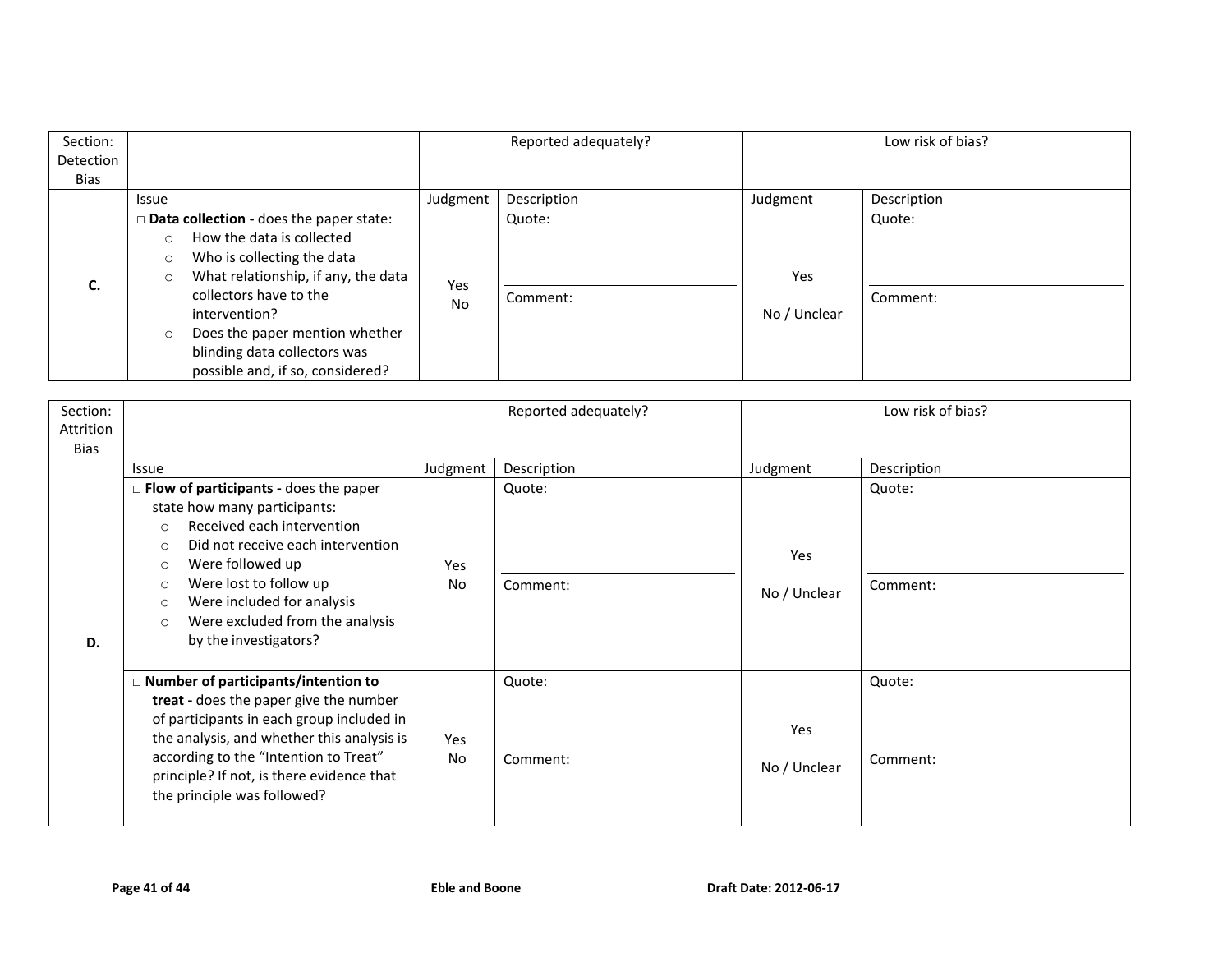| Section: Detection Bias | | Reported adequately? | | Low risk of bias? | |
|---|---|---|---|---|---|
| | Issue | Judgment | Description | Judgment | Description |
| **C.** | □ **Data collection -** does the paper state:<br>○ How the data is collected<br>○ Who is collecting the data<br>○ What relationship, if any, the data collectors have to the intervention?<br>○ Does the paper mention whether blinding data collectors was possible and, if so, considered? | Yes<br>No | Quote:<br><br>Comment: | Yes<br><br>No / Unclear | Quote:<br><br>Comment: |

| Section: Attrition Bias | | Reported adequately? | | Low risk of bias? | |
|---|---|---|---|---|---|
| | Issue | Judgment | Description | Judgment | Description |
| **D.** | □ **Flow of participants -** does the paper state how many participants:<br>○ Received each intervention<br>○ Did not receive each intervention<br>○ Were followed up<br>○ Were lost to follow up<br>○ Were included for analysis<br>○ Were excluded from the analysis by the investigators? | Yes<br>No | Quote:<br><br>Comment: | Yes<br><br>No / Unclear | Quote:<br><br>Comment: |
| | □ **Number of participants/intention to treat -** does the paper give the number of participants in each group included in the analysis, and whether this analysis is according to the "Intention to Treat" principle? If not, is there evidence that the principle was followed? | Yes<br>No | Quote:<br><br>Comment: | Yes<br><br>No / Unclear | Quote:<br><br>Comment: |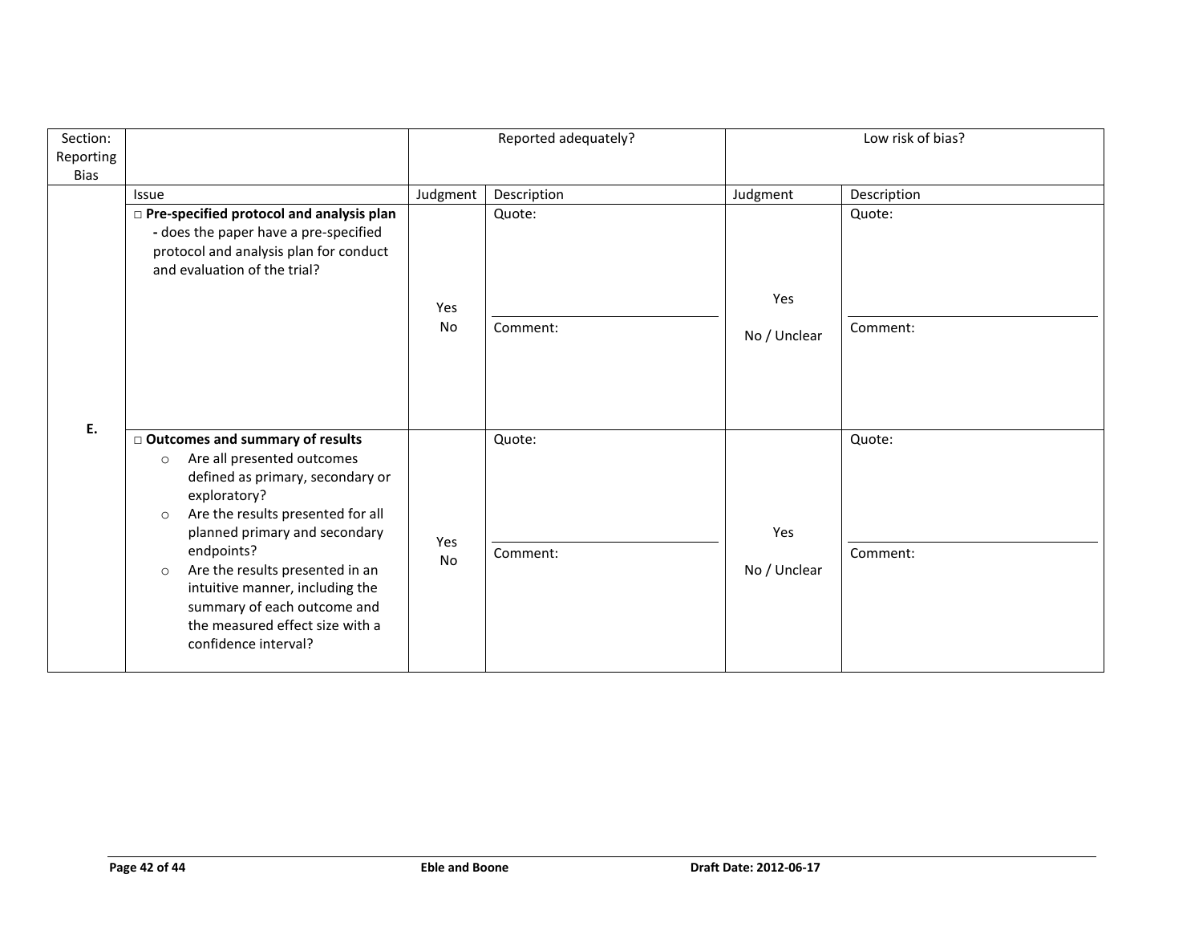| Section: Reporting Bias | | Reported adequately? | | Low risk of bias? | |
|---|---|---|---|---|---|
| | Issue | Judgment | Description | Judgment | Description |
| E. | □ **Pre-specified protocol and analysis plan** - does the paper have a pre-specified protocol and analysis plan for conduct and evaluation of the trial? | Yes<br>No | Quote:<br><br>Comment: | Yes<br><br>No / Unclear | Quote:<br><br>Comment: |
| | □ **Outcomes and summary of results**<br>○ Are all presented outcomes defined as primary, secondary or exploratory?<br>○ Are the results presented for all planned primary and secondary endpoints?<br>○ Are the results presented in an intuitive manner, including the summary of each outcome and the measured effect size with a confidence interval? | Yes<br>No | Quote:<br><br>Comment: | Yes<br><br>No / Unclear | Quote:<br><br>Comment: |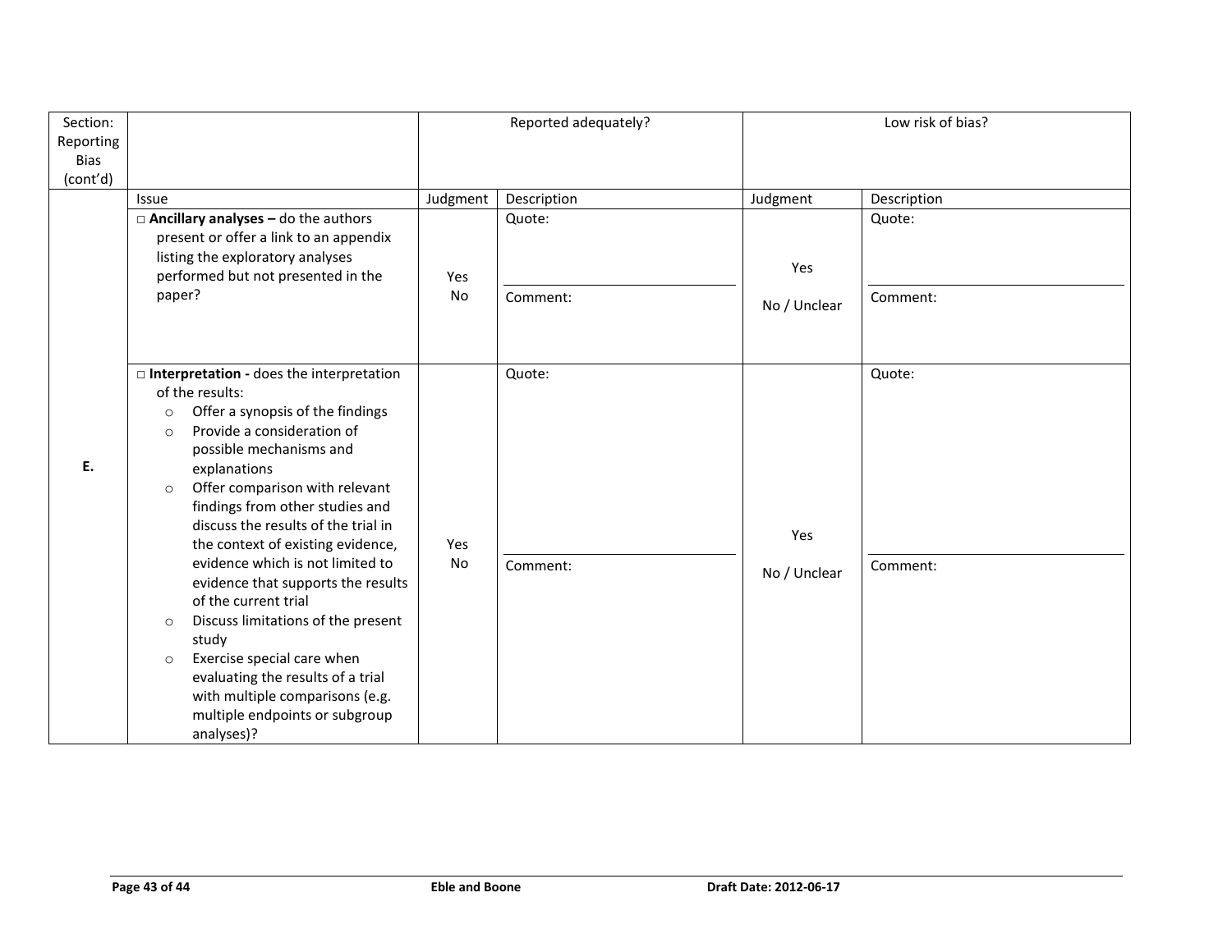| Section: Reporting Bias (cont'd) | | Reported adequately? | | Low risk of bias? | |
|---|---|---|---|---|---|
| | Issue | Judgment | Description | Judgment | Description |
| E. | □ **Ancillary analyses –** do the authors present or offer a link to an appendix listing the exploratory analyses performed but not presented in the paper? | Yes<br>No | Quote:<br><br>Comment: | Yes<br><br>No / Unclear | Quote:<br><br>Comment: |
| | □ **Interpretation -** does the interpretation of the results:<br>○ Offer a synopsis of the findings<br>○ Provide a consideration of possible mechanisms and explanations<br>○ Offer comparison with relevant findings from other studies and discuss the results of the trial in the context of existing evidence, evidence which is not limited to evidence that supports the results of the current trial<br>○ Discuss limitations of the present study<br>○ Exercise special care when evaluating the results of a trial with multiple comparisons (e.g. multiple endpoints or subgroup analyses)? | Yes<br>No | Quote:<br><br>Comment: | Yes<br><br>No / Unclear | Quote:<br><br>Comment: |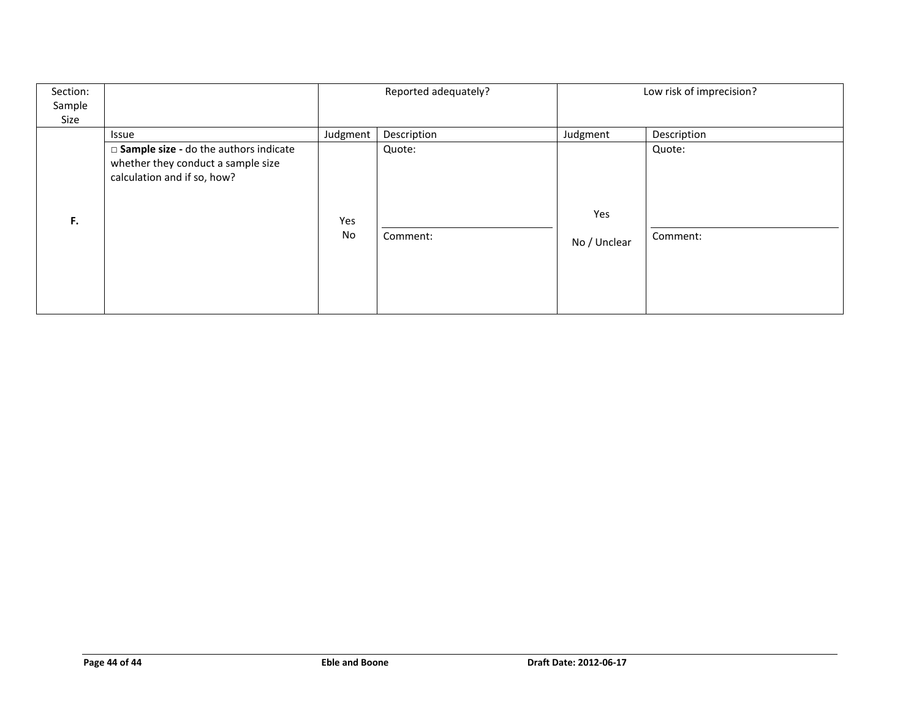| Section: Sample Size | | Reported adequately? | | Low risk of imprecision? | |
|---|---|---|---|---|---|
| | Issue | Judgment | Description | Judgment | Description |
| F. | □ **Sample size -** do the authors indicate whether they conduct a sample size calculation and if so, how? | Yes No | Quote: Comment: | Yes No / Unclear | Quote: Comment: |